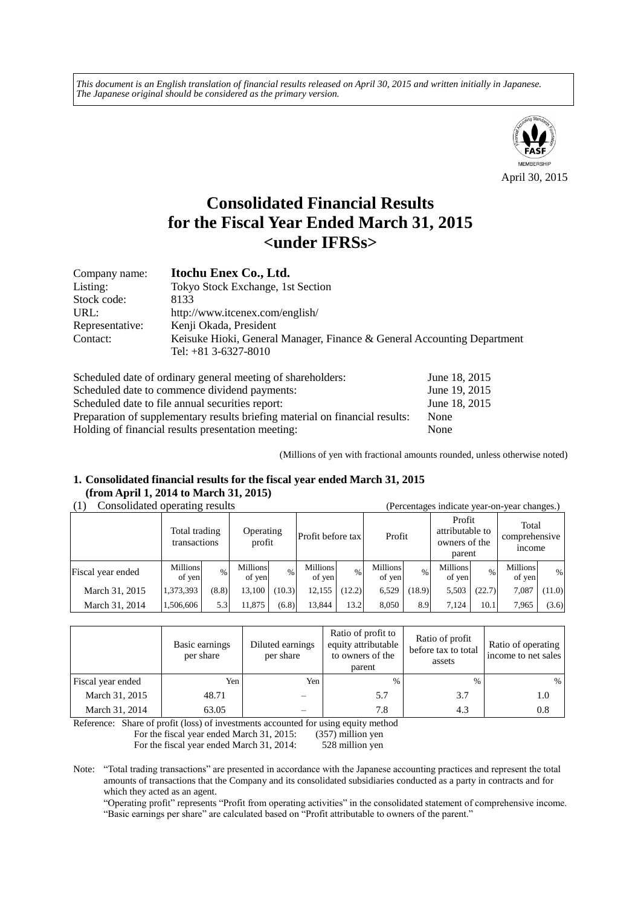*This document is an English translation of financial results released on April 30, 2015 and written initially in Japanese. The Japanese original should be considered as the primary version.*

April 30, 2015

# Consolidated Financial Results for the Fiscal Year Ended March 31, 2015 <under IFRSs>

| | |
|---|---|
| Company name: | **Itochu Enex Co., Ltd.** |
| Listing: | Tokyo Stock Exchange, 1st Section |
| Stock code: | 8133 |
| URL: | http://www.itcenex.com/english/ |
| Representative: | Kenji Okada, President |
| Contact: | Keisuke Hioki, General Manager, Finance & General Accounting Department<br>Tel: +81 3-6327-8010 |

| | |
|---|---|
| Scheduled date of ordinary general meeting of shareholders: | June 18, 2015 |
| Scheduled date to commence dividend payments: | June 19, 2015 |
| Scheduled date to file annual securities report: | June 18, 2015 |
| Preparation of supplementary results briefing material on financial results: | None |
| Holding of financial results presentation meeting: | None |

(Millions of yen with fractional amounts rounded, unless otherwise noted)

## 1. Consolidated financial results for the fiscal year ended March 31, 2015 (from April 1, 2014 to March 31, 2015)

(1) Consolidated operating results (Percentages indicate year-on-year changes.)

| | Total trading transactions | | Operating profit | | Profit before tax | | Profit | | Profit attributable to owners of the parent | | Total comprehensive income | |
|---|---|---|---|---|---|---|---|---|---|---|---|---|
| Fiscal year ended | Millions of yen | % | Millions of yen | % | Millions of yen | % | Millions of yen | % | Millions of yen | % | Millions of yen | % |
| March 31, 2015 | 1,373,393 | (8.8) | 13,100 | (10.3) | 12,155 | (12.2) | 6,529 | (18.9) | 5,503 | (22.7) | 7,087 | (11.0) |
| March 31, 2014 | 1,506,606 | 5.3 | 11,875 | (6.8) | 13,844 | 13.2 | 8,050 | 8.9 | 7,124 | 10.1 | 7,965 | (3.6) |

| | Basic earnings per share | Diluted earnings per share | Ratio of profit to equity attributable to owners of the parent | Ratio of profit before tax to total assets | Ratio of operating income to net sales |
|---|---|---|---|---|---|
| Fiscal year ended | Yen | Yen | % | % | % |
| March 31, 2015 | 48.71 | – | 5.7 | 3.7 | 1.0 |
| March 31, 2014 | 63.05 | – | 7.8 | 4.3 | 0.8 |

Reference: Share of profit (loss) of investments accounted for using equity method
For the fiscal year ended March 31, 2015: (357) million yen
For the fiscal year ended March 31, 2014: 528 million yen

Note: "Total trading transactions" are presented in accordance with the Japanese accounting practices and represent the total amounts of transactions that the Company and its consolidated subsidiaries conducted as a party in contracts and for which they acted as an agent.
"Operating profit" represents "Profit from operating activities" in the consolidated statement of comprehensive income.
"Basic earnings per share" are calculated based on "Profit attributable to owners of the parent."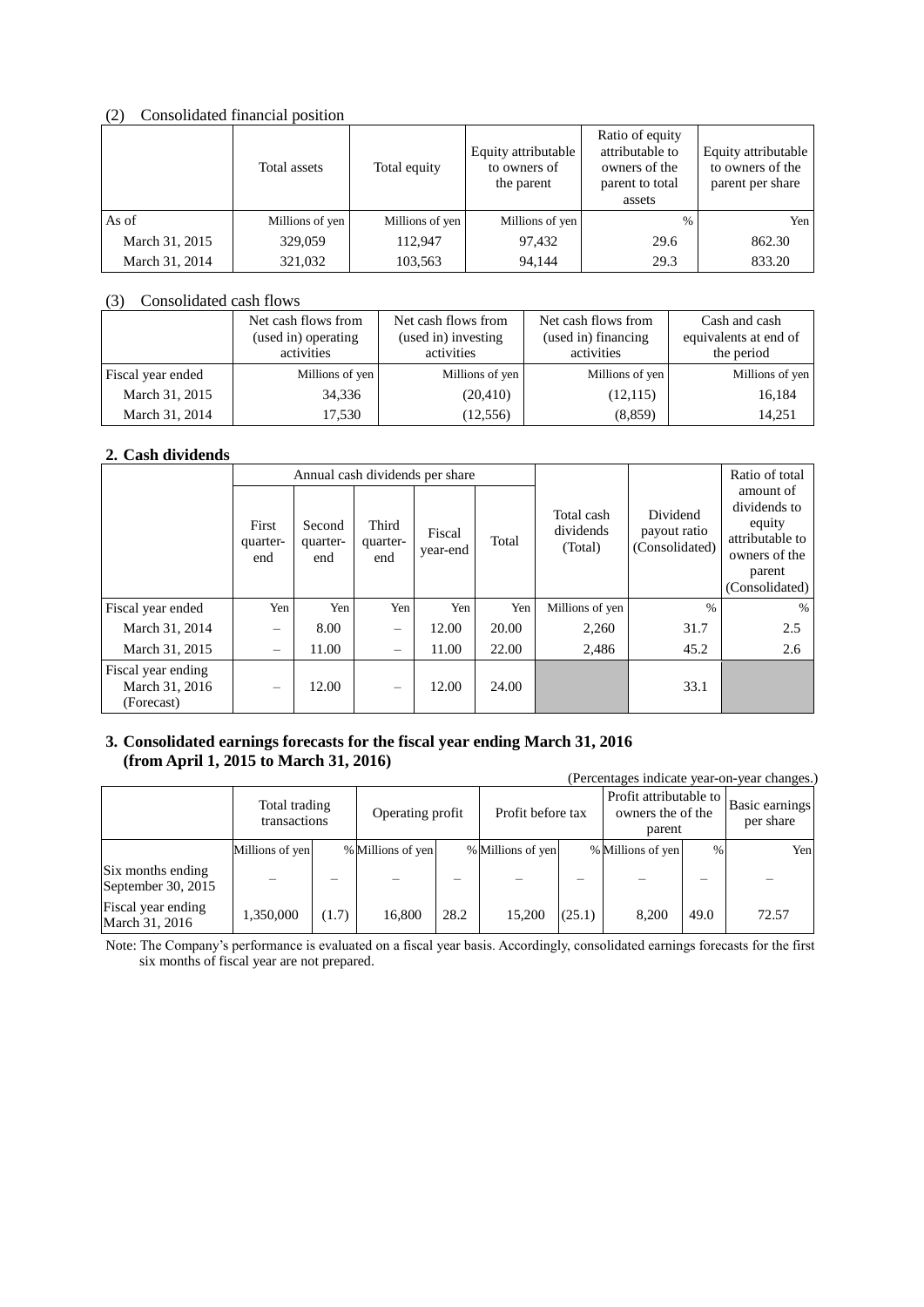(2) Consolidated financial position

| | Total assets | Total equity | Equity attributable to owners of the parent | Ratio of equity attributable to owners of the parent to total assets | Equity attributable to owners of the parent per share |
|---|---|---|---|---|---|
| As of | Millions of yen | Millions of yen | Millions of yen | % | Yen |
| March 31, 2015 | 329,059 | 112,947 | 97,432 | 29.6 | 862.30 |
| March 31, 2014 | 321,032 | 103,563 | 94,144 | 29.3 | 833.20 |

(3) Consolidated cash flows

| | Net cash flows from (used in) operating activities | Net cash flows from (used in) investing activities | Net cash flows from (used in) financing activities | Cash and cash equivalents at end of the period |
|---|---|---|---|---|
| Fiscal year ended | Millions of yen | Millions of yen | Millions of yen | Millions of yen |
| March 31, 2015 | 34,336 | (20,410) | (12,115) | 16,184 |
| March 31, 2014 | 17,530 | (12,556) | (8,859) | 14,251 |

## 2. Cash dividends

| | Annual cash dividends per share | | | | | Total cash dividends (Total) | Dividend payout ratio (Consolidated) | Ratio of total amount of dividends to equity attributable to owners of the parent (Consolidated) |
|---|---|---|---|---|---|---|---|---|
| | First quarter-end | Second quarter-end | Third quarter-end | Fiscal year-end | Total | | | |
| Fiscal year ended | Yen | Yen | Yen | Yen | Yen | Millions of yen | % | % |
| March 31, 2014 | – | 8.00 | – | 12.00 | 20.00 | 2,260 | 31.7 | 2.5 |
| March 31, 2015 | – | 11.00 | – | 11.00 | 22.00 | 2,486 | 45.2 | 2.6 |
| Fiscal year ending March 31, 2016 (Forecast) | – | 12.00 | – | 12.00 | 24.00 | | 33.1 | |

## 3. Consolidated earnings forecasts for the fiscal year ending March 31, 2016 (from April 1, 2015 to March 31, 2016)

(Percentages indicate year-on-year changes.)

| | Total trading transactions | | Operating profit | | Profit before tax | | Profit attributable to owners the of the parent | | Basic earnings per share |
|---|---|---|---|---|---|---|---|---|---|
| | Millions of yen | % | Millions of yen | % | Millions of yen | % | Millions of yen | % | Yen |
| Six months ending September 30, 2015 | – | – | – | – | – | – | – | – | – |
| Fiscal year ending March 31, 2016 | 1,350,000 | (1.7) | 16,800 | 28.2 | 15,200 | (25.1) | 8,200 | 49.0 | 72.57 |

Note: The Company's performance is evaluated on a fiscal year basis. Accordingly, consolidated earnings forecasts for the first six months of fiscal year are not prepared.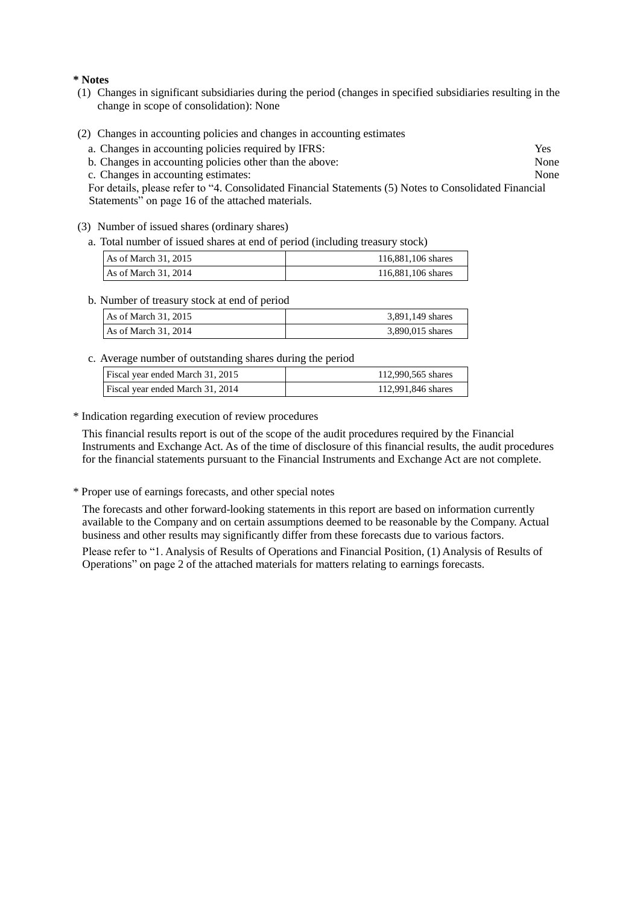**\* Notes**

(1) Changes in significant subsidiaries during the period (changes in specified subsidiaries resulting in the change in scope of consolidation): None

(2) Changes in accounting policies and changes in accounting estimates

a. Changes in accounting policies required by IFRS: Yes

b. Changes in accounting policies other than the above: None

c. Changes in accounting estimates: None

For details, please refer to "4. Consolidated Financial Statements (5) Notes to Consolidated Financial Statements" on page 16 of the attached materials.

(3) Number of issued shares (ordinary shares)

a. Total number of issued shares at end of period (including treasury stock)

| | |
|---|---|
| As of March 31, 2015 | 116,881,106 shares |
| As of March 31, 2014 | 116,881,106 shares |

b. Number of treasury stock at end of period

| | |
|---|---|
| As of March 31, 2015 | 3,891,149 shares |
| As of March 31, 2014 | 3,890,015 shares |

c. Average number of outstanding shares during the period

| | |
|---|---|
| Fiscal year ended March 31, 2015 | 112,990,565 shares |
| Fiscal year ended March 31, 2014 | 112,991,846 shares |

\* Indication regarding execution of review procedures

This financial results report is out of the scope of the audit procedures required by the Financial Instruments and Exchange Act. As of the time of disclosure of this financial results, the audit procedures for the financial statements pursuant to the Financial Instruments and Exchange Act are not complete.

\* Proper use of earnings forecasts, and other special notes

The forecasts and other forward-looking statements in this report are based on information currently available to the Company and on certain assumptions deemed to be reasonable by the Company. Actual business and other results may significantly differ from these forecasts due to various factors.

Please refer to "1. Analysis of Results of Operations and Financial Position, (1) Analysis of Results of Operations" on page 2 of the attached materials for matters relating to earnings forecasts.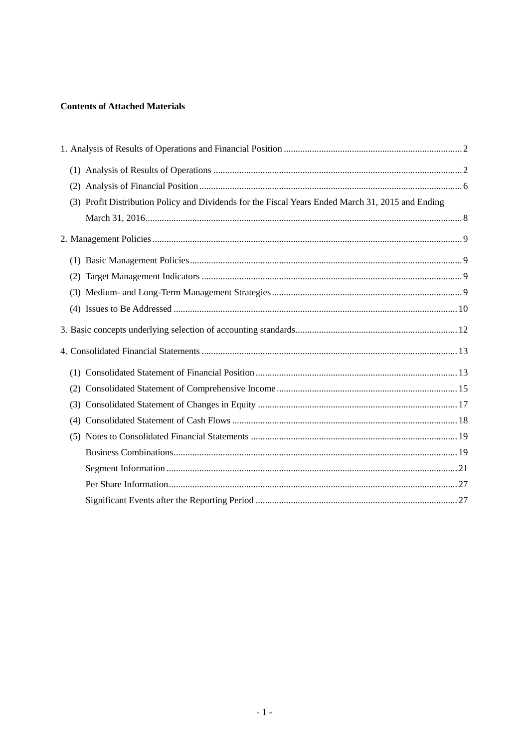**Contents of Attached Materials**

1. Analysis of Results of Operations and Financial Position ........................................................................... 2
   - (1) Analysis of Results of Operations ......................................................................................................... 2
   - (2) Analysis of Financial Position ............................................................................................................... 6
   - (3) Profit Distribution Policy and Dividends for the Fiscal Years Ended March 31, 2015 and Ending March 31, 2016 ...................................................................................................................................... 8
2. Management Policies .................................................................................................................................. 9
   - (1) Basic Management Policies .................................................................................................................. 9
   - (2) Target Management Indicators ............................................................................................................. 9
   - (3) Medium- and Long-Term Management Strategies ................................................................................ 9
   - (4) Issues to Be Addressed ....................................................................................................................... 10
3. Basic concepts underlying selection of accounting standards .................................................................... 12
4. Consolidated Financial Statements ............................................................................................................ 13
   - (1) Consolidated Statement of Financial Position ..................................................................................... 13
   - (2) Consolidated Statement of Comprehensive Income ............................................................................ 15
   - (3) Consolidated Statement of Changes in Equity .................................................................................... 17
   - (4) Consolidated Statement of Cash Flows ............................................................................................... 18
   - (5) Notes to Consolidated Financial Statements ....................................................................................... 19
     - Business Combinations ....................................................................................................................... 19
     - Segment Information .......................................................................................................................... 21
     - Per Share Information ......................................................................................................................... 27
     - Significant Events after the Reporting Period ..................................................................................... 27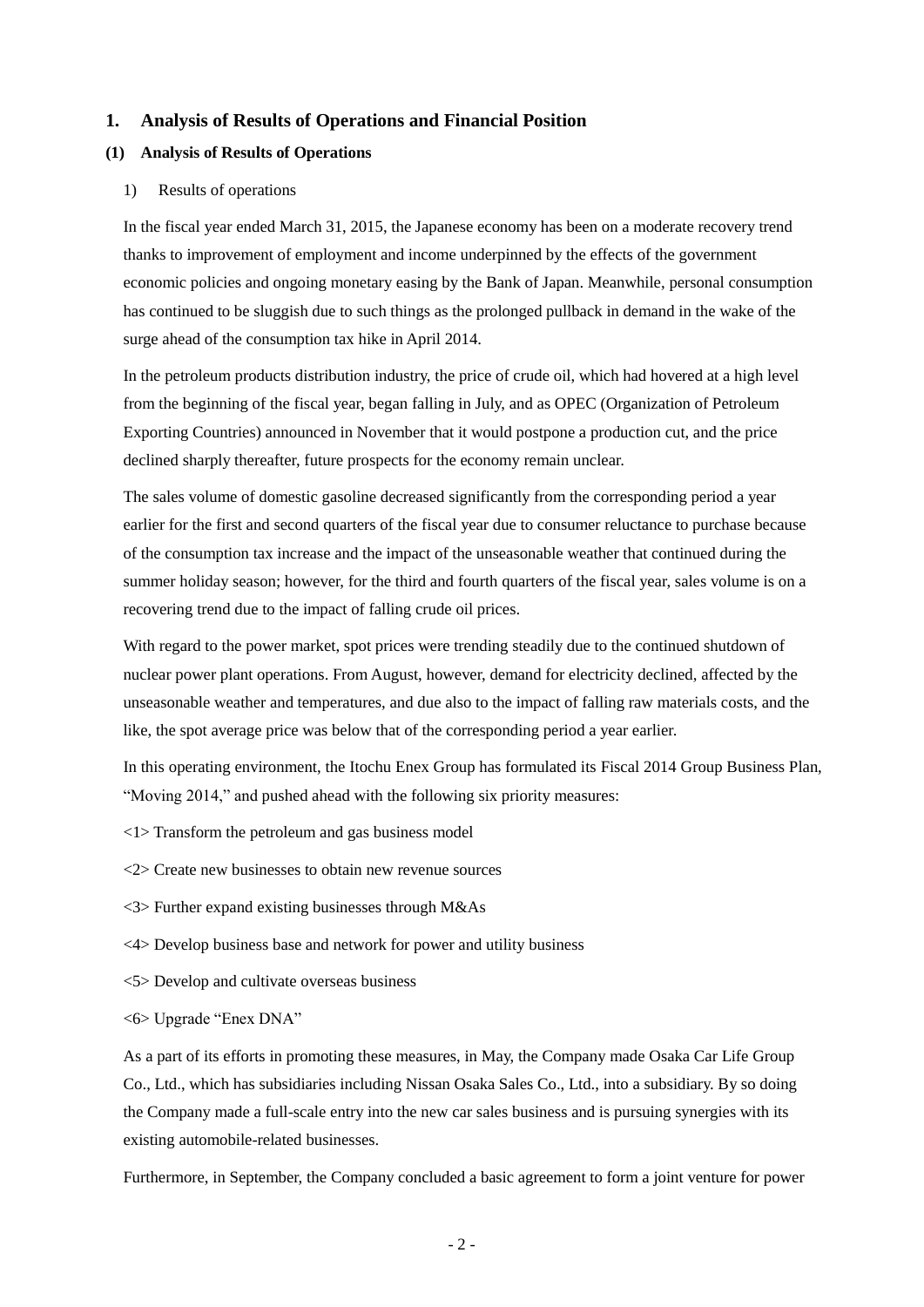# 1. Analysis of Results of Operations and Financial Position

## (1) Analysis of Results of Operations

### 1) Results of operations

In the fiscal year ended March 31, 2015, the Japanese economy has been on a moderate recovery trend thanks to improvement of employment and income underpinned by the effects of the government economic policies and ongoing monetary easing by the Bank of Japan. Meanwhile, personal consumption has continued to be sluggish due to such things as the prolonged pullback in demand in the wake of the surge ahead of the consumption tax hike in April 2014.

In the petroleum products distribution industry, the price of crude oil, which had hovered at a high level from the beginning of the fiscal year, began falling in July, and as OPEC (Organization of Petroleum Exporting Countries) announced in November that it would postpone a production cut, and the price declined sharply thereafter, future prospects for the economy remain unclear.

The sales volume of domestic gasoline decreased significantly from the corresponding period a year earlier for the first and second quarters of the fiscal year due to consumer reluctance to purchase because of the consumption tax increase and the impact of the unseasonable weather that continued during the summer holiday season; however, for the third and fourth quarters of the fiscal year, sales volume is on a recovering trend due to the impact of falling crude oil prices.

With regard to the power market, spot prices were trending steadily due to the continued shutdown of nuclear power plant operations. From August, however, demand for electricity declined, affected by the unseasonable weather and temperatures, and due also to the impact of falling raw materials costs, and the like, the spot average price was below that of the corresponding period a year earlier.

In this operating environment, the Itochu Enex Group has formulated its Fiscal 2014 Group Business Plan, "Moving 2014," and pushed ahead with the following six priority measures:

<1> Transform the petroleum and gas business model

<2> Create new businesses to obtain new revenue sources

<3> Further expand existing businesses through M&As

<4> Develop business base and network for power and utility business

<5> Develop and cultivate overseas business

<6> Upgrade "Enex DNA"

As a part of its efforts in promoting these measures, in May, the Company made Osaka Car Life Group Co., Ltd., which has subsidiaries including Nissan Osaka Sales Co., Ltd., into a subsidiary. By so doing the Company made a full-scale entry into the new car sales business and is pursuing synergies with its existing automobile-related businesses.

Furthermore, in September, the Company concluded a basic agreement to form a joint venture for power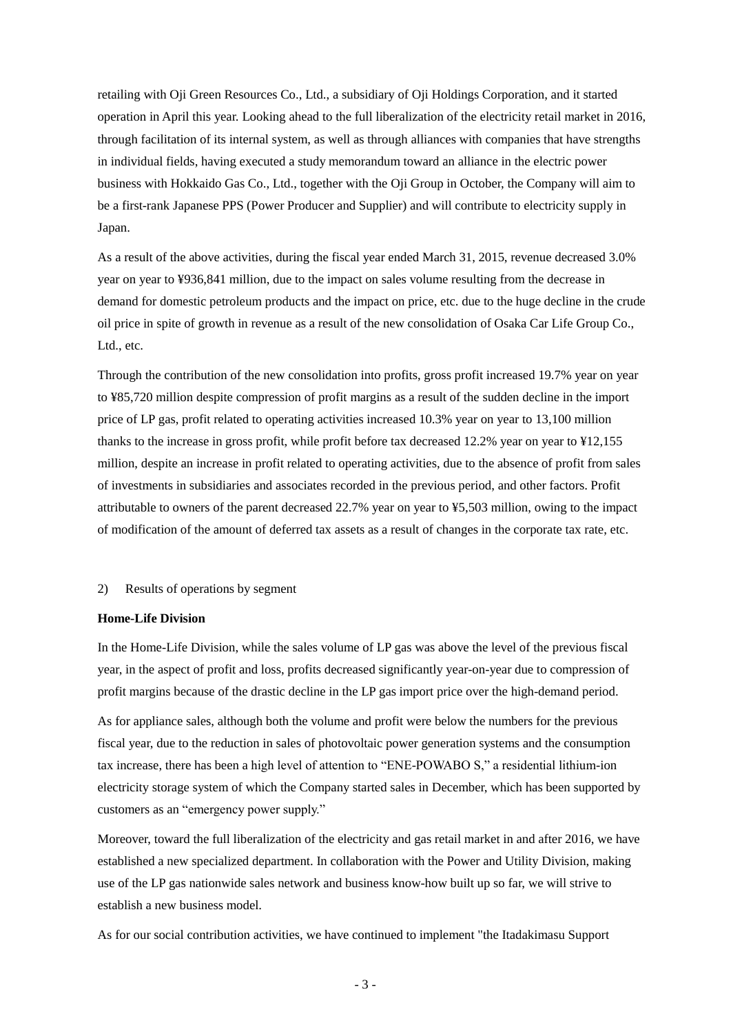retailing with Oji Green Resources Co., Ltd., a subsidiary of Oji Holdings Corporation, and it started operation in April this year. Looking ahead to the full liberalization of the electricity retail market in 2016, through facilitation of its internal system, as well as through alliances with companies that have strengths in individual fields, having executed a study memorandum toward an alliance in the electric power business with Hokkaido Gas Co., Ltd., together with the Oji Group in October, the Company will aim to be a first-rank Japanese PPS (Power Producer and Supplier) and will contribute to electricity supply in Japan.

As a result of the above activities, during the fiscal year ended March 31, 2015, revenue decreased 3.0% year on year to ¥936,841 million, due to the impact on sales volume resulting from the decrease in demand for domestic petroleum products and the impact on price, etc. due to the huge decline in the crude oil price in spite of growth in revenue as a result of the new consolidation of Osaka Car Life Group Co., Ltd., etc.

Through the contribution of the new consolidation into profits, gross profit increased 19.7% year on year to ¥85,720 million despite compression of profit margins as a result of the sudden decline in the import price of LP gas, profit related to operating activities increased 10.3% year on year to 13,100 million thanks to the increase in gross profit, while profit before tax decreased 12.2% year on year to ¥12,155 million, despite an increase in profit related to operating activities, due to the absence of profit from sales of investments in subsidiaries and associates recorded in the previous period, and other factors. Profit attributable to owners of the parent decreased 22.7% year on year to ¥5,503 million, owing to the impact of modification of the amount of deferred tax assets as a result of changes in the corporate tax rate, etc.

2) Results of operations by segment

**Home-Life Division**

In the Home-Life Division, while the sales volume of LP gas was above the level of the previous fiscal year, in the aspect of profit and loss, profits decreased significantly year-on-year due to compression of profit margins because of the drastic decline in the LP gas import price over the high-demand period.

As for appliance sales, although both the volume and profit were below the numbers for the previous fiscal year, due to the reduction in sales of photovoltaic power generation systems and the consumption tax increase, there has been a high level of attention to “ENE-POWABO S,” a residential lithium-ion electricity storage system of which the Company started sales in December, which has been supported by customers as an “emergency power supply.”

Moreover, toward the full liberalization of the electricity and gas retail market in and after 2016, we have established a new specialized department. In collaboration with the Power and Utility Division, making use of the LP gas nationwide sales network and business know-how built up so far, we will strive to establish a new business model.

As for our social contribution activities, we have continued to implement "the Itadakimasu Support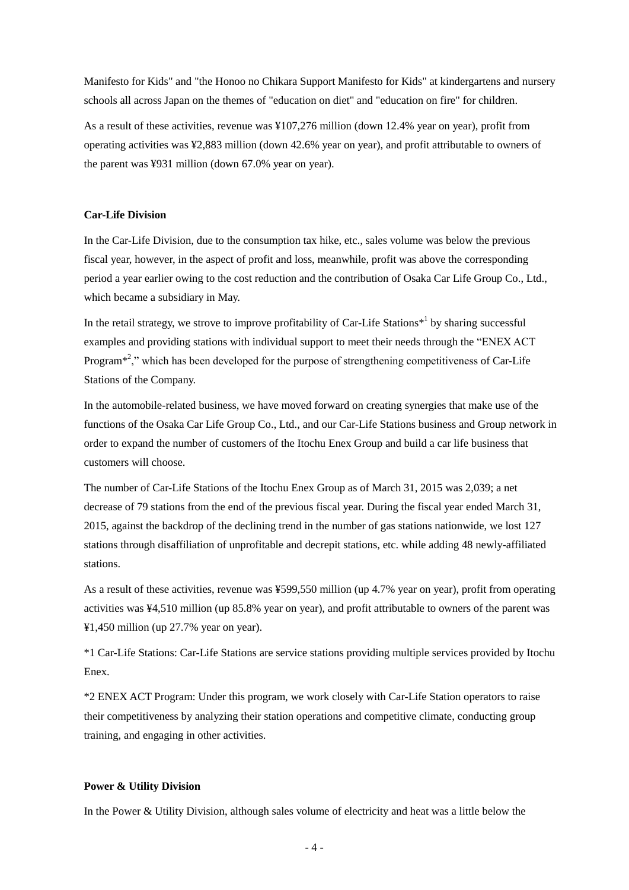Manifesto for Kids" and "the Honoo no Chikara Support Manifesto for Kids" at kindergartens and nursery schools all across Japan on the themes of "education on diet" and "education on fire" for children.

As a result of these activities, revenue was ¥107,276 million (down 12.4% year on year), profit from operating activities was ¥2,883 million (down 42.6% year on year), and profit attributable to owners of the parent was ¥931 million (down 67.0% year on year).

**Car-Life Division**

In the Car-Life Division, due to the consumption tax hike, etc., sales volume was below the previous fiscal year, however, in the aspect of profit and loss, meanwhile, profit was above the corresponding period a year earlier owing to the cost reduction and the contribution of Osaka Car Life Group Co., Ltd., which became a subsidiary in May.

In the retail strategy, we strove to improve profitability of Car-Life Stations*[1] by sharing successful examples and providing stations with individual support to meet their needs through the "ENEX ACT Program*[2]," which has been developed for the purpose of strengthening competitiveness of Car-Life Stations of the Company.

In the automobile-related business, we have moved forward on creating synergies that make use of the functions of the Osaka Car Life Group Co., Ltd., and our Car-Life Stations business and Group network in order to expand the number of customers of the Itochu Enex Group and build a car life business that customers will choose.

The number of Car-Life Stations of the Itochu Enex Group as of March 31, 2015 was 2,039; a net decrease of 79 stations from the end of the previous fiscal year. During the fiscal year ended March 31, 2015, against the backdrop of the declining trend in the number of gas stations nationwide, we lost 127 stations through disaffiliation of unprofitable and decrepit stations, etc. while adding 48 newly-affiliated stations.

As a result of these activities, revenue was ¥599,550 million (up 4.7% year on year), profit from operating activities was ¥4,510 million (up 85.8% year on year), and profit attributable to owners of the parent was ¥1,450 million (up 27.7% year on year).

*1 Car-Life Stations: Car-Life Stations are service stations providing multiple services provided by Itochu Enex.

*2 ENEX ACT Program: Under this program, we work closely with Car-Life Station operators to raise their competitiveness by analyzing their station operations and competitive climate, conducting group training, and engaging in other activities.

**Power & Utility Division**

In the Power & Utility Division, although sales volume of electricity and heat was a little below the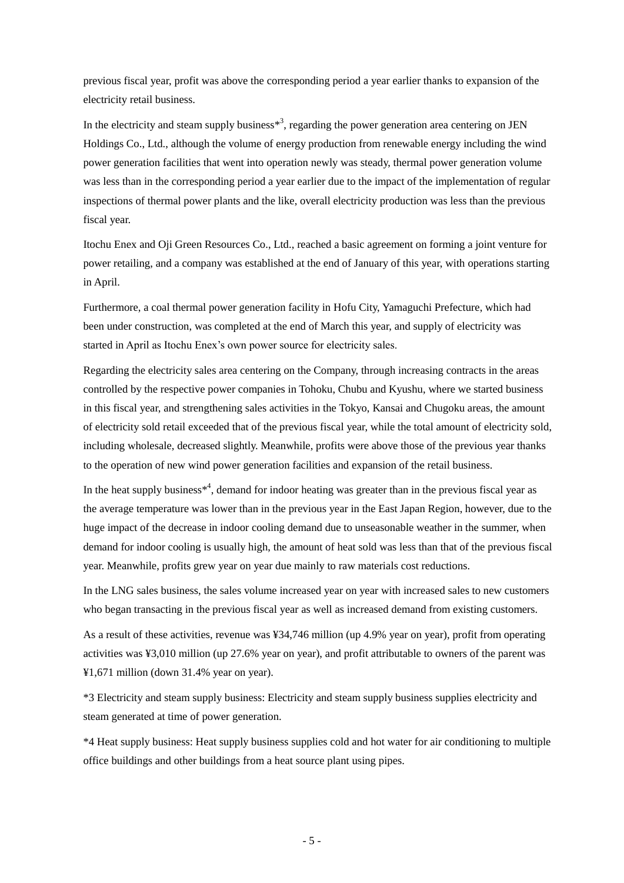previous fiscal year, profit was above the corresponding period a year earlier thanks to expansion of the electricity retail business.

In the electricity and steam supply business*[3], regarding the power generation area centering on JEN Holdings Co., Ltd., although the volume of energy production from renewable energy including the wind power generation facilities that went into operation newly was steady, thermal power generation volume was less than in the corresponding period a year earlier due to the impact of the implementation of regular inspections of thermal power plants and the like, overall electricity production was less than the previous fiscal year.

Itochu Enex and Oji Green Resources Co., Ltd., reached a basic agreement on forming a joint venture for power retailing, and a company was established at the end of January of this year, with operations starting in April.

Furthermore, a coal thermal power generation facility in Hofu City, Yamaguchi Prefecture, which had been under construction, was completed at the end of March this year, and supply of electricity was started in April as Itochu Enex's own power source for electricity sales.

Regarding the electricity sales area centering on the Company, through increasing contracts in the areas controlled by the respective power companies in Tohoku, Chubu and Kyushu, where we started business in this fiscal year, and strengthening sales activities in the Tokyo, Kansai and Chugoku areas, the amount of electricity sold retail exceeded that of the previous fiscal year, while the total amount of electricity sold, including wholesale, decreased slightly. Meanwhile, profits were above those of the previous year thanks to the operation of new wind power generation facilities and expansion of the retail business.

In the heat supply business*[4], demand for indoor heating was greater than in the previous fiscal year as the average temperature was lower than in the previous year in the East Japan Region, however, due to the huge impact of the decrease in indoor cooling demand due to unseasonable weather in the summer, when demand for indoor cooling is usually high, the amount of heat sold was less than that of the previous fiscal year. Meanwhile, profits grew year on year due mainly to raw materials cost reductions.

In the LNG sales business, the sales volume increased year on year with increased sales to new customers who began transacting in the previous fiscal year as well as increased demand from existing customers.

As a result of these activities, revenue was ¥34,746 million (up 4.9% year on year), profit from operating activities was ¥3,010 million (up 27.6% year on year), and profit attributable to owners of the parent was ¥1,671 million (down 31.4% year on year).

*3 Electricity and steam supply business: Electricity and steam supply business supplies electricity and steam generated at time of power generation.

*4 Heat supply business: Heat supply business supplies cold and hot water for air conditioning to multiple office buildings and other buildings from a heat source plant using pipes.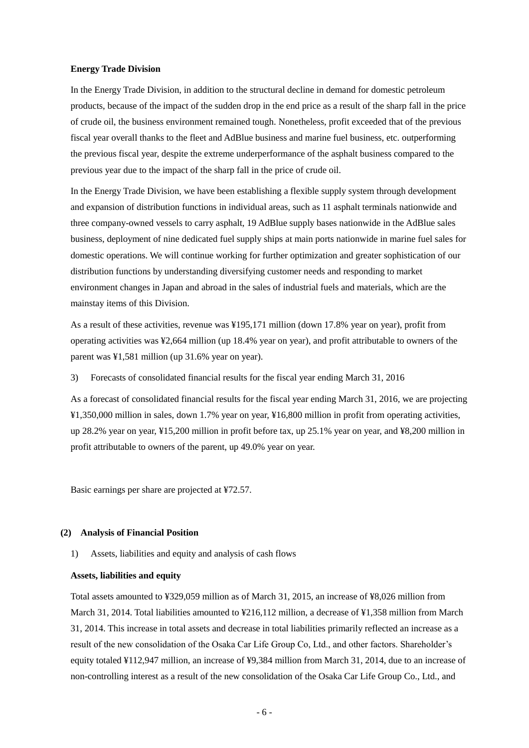**Energy Trade Division**

In the Energy Trade Division, in addition to the structural decline in demand for domestic petroleum products, because of the impact of the sudden drop in the end price as a result of the sharp fall in the price of crude oil, the business environment remained tough. Nonetheless, profit exceeded that of the previous fiscal year overall thanks to the fleet and AdBlue business and marine fuel business, etc. outperforming the previous fiscal year, despite the extreme underperformance of the asphalt business compared to the previous year due to the impact of the sharp fall in the price of crude oil.

In the Energy Trade Division, we have been establishing a flexible supply system through development and expansion of distribution functions in individual areas, such as 11 asphalt terminals nationwide and three company-owned vessels to carry asphalt, 19 AdBlue supply bases nationwide in the AdBlue sales business, deployment of nine dedicated fuel supply ships at main ports nationwide in marine fuel sales for domestic operations. We will continue working for further optimization and greater sophistication of our distribution functions by understanding diversifying customer needs and responding to market environment changes in Japan and abroad in the sales of industrial fuels and materials, which are the mainstay items of this Division.

As a result of these activities, revenue was ¥195,171 million (down 17.8% year on year), profit from operating activities was ¥2,664 million (up 18.4% year on year), and profit attributable to owners of the parent was ¥1,581 million (up 31.6% year on year).

3) Forecasts of consolidated financial results for the fiscal year ending March 31, 2016

As a forecast of consolidated financial results for the fiscal year ending March 31, 2016, we are projecting ¥1,350,000 million in sales, down 1.7% year on year, ¥16,800 million in profit from operating activities, up 28.2% year on year, ¥15,200 million in profit before tax, up 25.1% year on year, and ¥8,200 million in profit attributable to owners of the parent, up 49.0% year on year.

Basic earnings per share are projected at ¥72.57.

## (2) Analysis of Financial Position

1) Assets, liabilities and equity and analysis of cash flows

**Assets, liabilities and equity**

Total assets amounted to ¥329,059 million as of March 31, 2015, an increase of ¥8,026 million from March 31, 2014. Total liabilities amounted to ¥216,112 million, a decrease of ¥1,358 million from March 31, 2014. This increase in total assets and decrease in total liabilities primarily reflected an increase as a result of the new consolidation of the Osaka Car Life Group Co, Ltd., and other factors. Shareholder's equity totaled ¥112,947 million, an increase of ¥9,384 million from March 31, 2014, due to an increase of non-controlling interest as a result of the new consolidation of the Osaka Car Life Group Co., Ltd., and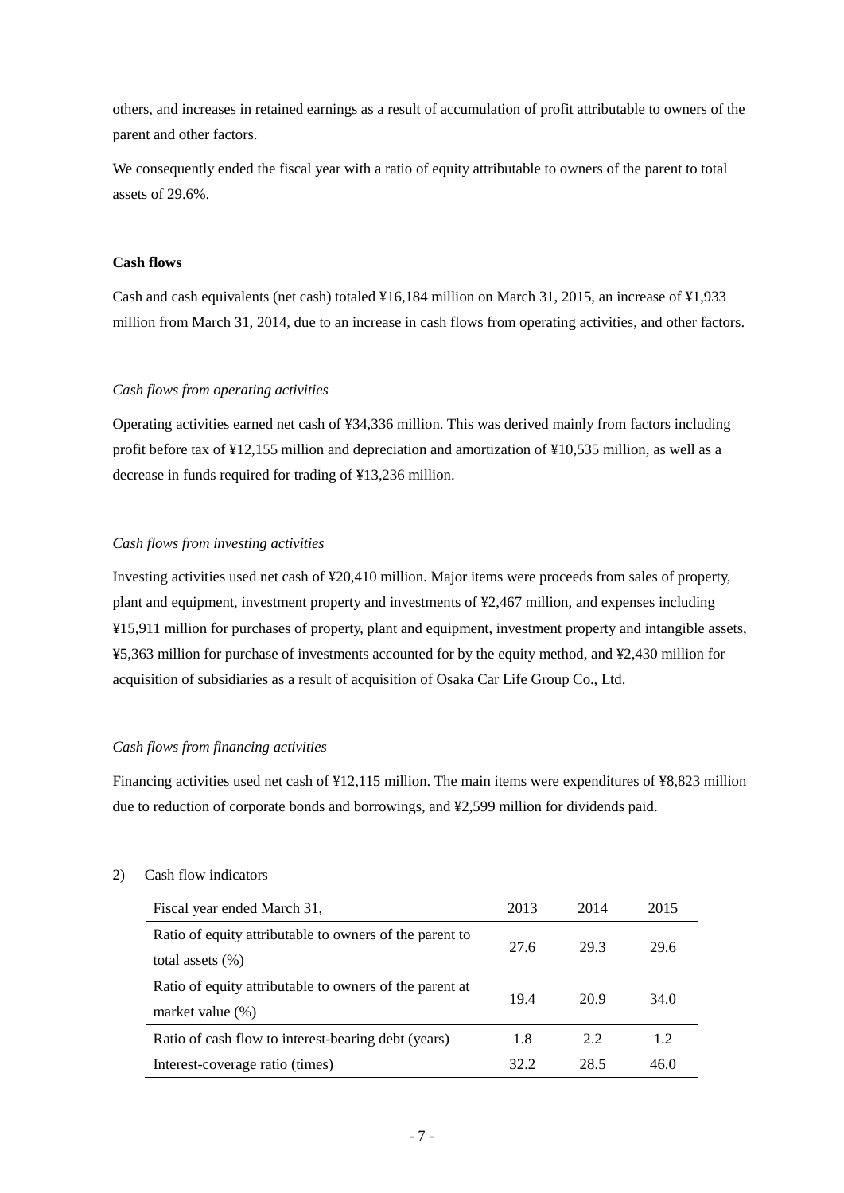others, and increases in retained earnings as a result of accumulation of profit attributable to owners of the parent and other factors.

We consequently ended the fiscal year with a ratio of equity attributable to owners of the parent to total assets of 29.6%.

**Cash flows**

Cash and cash equivalents (net cash) totaled ¥16,184 million on March 31, 2015, an increase of ¥1,933 million from March 31, 2014, due to an increase in cash flows from operating activities, and other factors.

*Cash flows from operating activities*

Operating activities earned net cash of ¥34,336 million. This was derived mainly from factors including profit before tax of ¥12,155 million and depreciation and amortization of ¥10,535 million, as well as a decrease in funds required for trading of ¥13,236 million.

*Cash flows from investing activities*

Investing activities used net cash of ¥20,410 million. Major items were proceeds from sales of property, plant and equipment, investment property and investments of ¥2,467 million, and expenses including ¥15,911 million for purchases of property, plant and equipment, investment property and intangible assets, ¥5,363 million for purchase of investments accounted for by the equity method, and ¥2,430 million for acquisition of subsidiaries as a result of acquisition of Osaka Car Life Group Co., Ltd.

*Cash flows from financing activities*

Financing activities used net cash of ¥12,115 million. The main items were expenditures of ¥8,823 million due to reduction of corporate bonds and borrowings, and ¥2,599 million for dividends paid.

2) Cash flow indicators

| Fiscal year ended March 31, | 2013 | 2014 | 2015 |
|---|---|---|---|
| Ratio of equity attributable to owners of the parent to total assets (%) | 27.6 | 29.3 | 29.6 |
| Ratio of equity attributable to owners of the parent at market value (%) | 19.4 | 20.9 | 34.0 |
| Ratio of cash flow to interest-bearing debt (years) | 1.8 | 2.2 | 1.2 |
| Interest-coverage ratio (times) | 32.2 | 28.5 | 46.0 |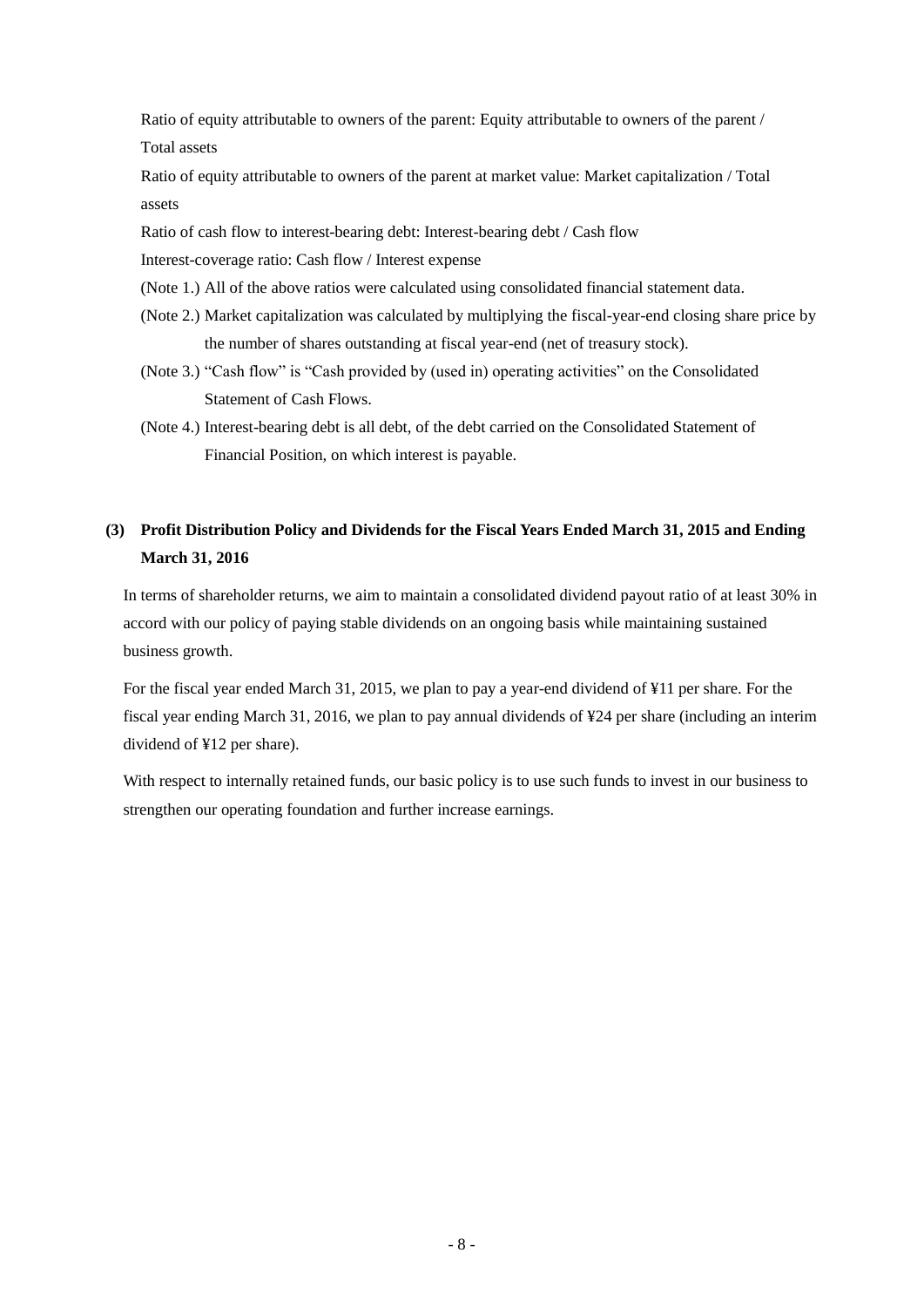Ratio of equity attributable to owners of the parent: Equity attributable to owners of the parent / Total assets

Ratio of equity attributable to owners of the parent at market value: Market capitalization / Total assets

Ratio of cash flow to interest-bearing debt: Interest-bearing debt / Cash flow

Interest-coverage ratio: Cash flow / Interest expense

(Note 1.) All of the above ratios were calculated using consolidated financial statement data.

(Note 2.) Market capitalization was calculated by multiplying the fiscal-year-end closing share price by the number of shares outstanding at fiscal year-end (net of treasury stock).

(Note 3.) “Cash flow” is “Cash provided by (used in) operating activities” on the Consolidated Statement of Cash Flows.

(Note 4.) Interest-bearing debt is all debt, of the debt carried on the Consolidated Statement of Financial Position, on which interest is payable.

### (3) Profit Distribution Policy and Dividends for the Fiscal Years Ended March 31, 2015 and Ending March 31, 2016

In terms of shareholder returns, we aim to maintain a consolidated dividend payout ratio of at least 30% in accord with our policy of paying stable dividends on an ongoing basis while maintaining sustained business growth.

For the fiscal year ended March 31, 2015, we plan to pay a year-end dividend of ¥11 per share. For the fiscal year ending March 31, 2016, we plan to pay annual dividends of ¥24 per share (including an interim dividend of ¥12 per share).

With respect to internally retained funds, our basic policy is to use such funds to invest in our business to strengthen our operating foundation and further increase earnings.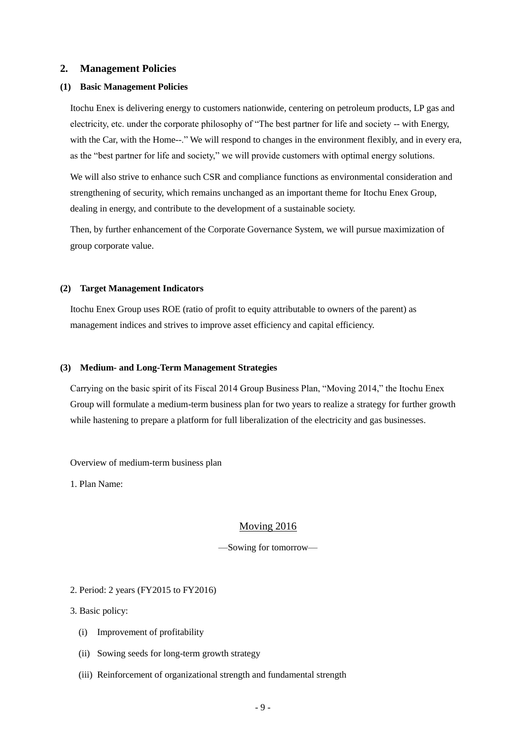## 2. Management Policies

### (1) Basic Management Policies

Itochu Enex is delivering energy to customers nationwide, centering on petroleum products, LP gas and electricity, etc. under the corporate philosophy of "The best partner for life and society -- with Energy, with the Car, with the Home--." We will respond to changes in the environment flexibly, and in every era, as the "best partner for life and society," we will provide customers with optimal energy solutions.

We will also strive to enhance such CSR and compliance functions as environmental consideration and strengthening of security, which remains unchanged as an important theme for Itochu Enex Group, dealing in energy, and contribute to the development of a sustainable society.

Then, by further enhancement of the Corporate Governance System, we will pursue maximization of group corporate value.

### (2) Target Management Indicators

Itochu Enex Group uses ROE (ratio of profit to equity attributable to owners of the parent) as management indices and strives to improve asset efficiency and capital efficiency.

### (3) Medium- and Long-Term Management Strategies

Carrying on the basic spirit of its Fiscal 2014 Group Business Plan, "Moving 2014," the Itochu Enex Group will formulate a medium-term business plan for two years to realize a strategy for further growth while hastening to prepare a platform for full liberalization of the electricity and gas businesses.

Overview of medium-term business plan

1. Plan Name:

<u>Moving 2016</u>

—Sowing for tomorrow—

2. Period: 2 years (FY2015 to FY2016)

3. Basic policy:

(i) Improvement of profitability

(ii) Sowing seeds for long-term growth strategy

(iii) Reinforcement of organizational strength and fundamental strength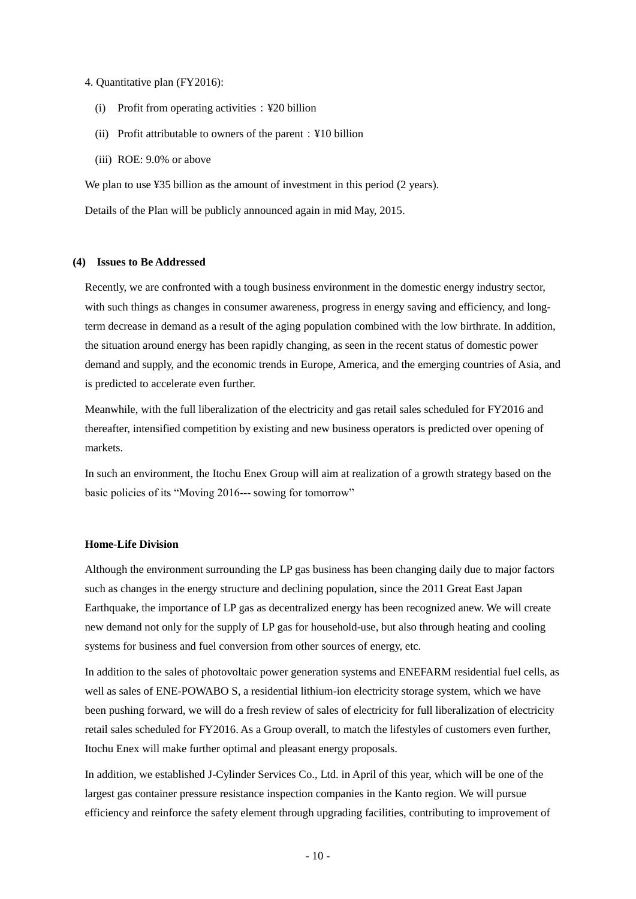4. Quantitative plan (FY2016):

(i) Profit from operating activities：¥20 billion

(ii) Profit attributable to owners of the parent：¥10 billion

(iii) ROE: 9.0% or above

We plan to use ¥35 billion as the amount of investment in this period (2 years).

Details of the Plan will be publicly announced again in mid May, 2015.

### (4) Issues to Be Addressed

Recently, we are confronted with a tough business environment in the domestic energy industry sector, with such things as changes in consumer awareness, progress in energy saving and efficiency, and long-term decrease in demand as a result of the aging population combined with the low birthrate. In addition, the situation around energy has been rapidly changing, as seen in the recent status of domestic power demand and supply, and the economic trends in Europe, America, and the emerging countries of Asia, and is predicted to accelerate even further.

Meanwhile, with the full liberalization of the electricity and gas retail sales scheduled for FY2016 and thereafter, intensified competition by existing and new business operators is predicted over opening of markets.

In such an environment, the Itochu Enex Group will aim at realization of a growth strategy based on the basic policies of its "Moving 2016--- sowing for tomorrow"

**Home-Life Division**

Although the environment surrounding the LP gas business has been changing daily due to major factors such as changes in the energy structure and declining population, since the 2011 Great East Japan Earthquake, the importance of LP gas as decentralized energy has been recognized anew. We will create new demand not only for the supply of LP gas for household-use, but also through heating and cooling systems for business and fuel conversion from other sources of energy, etc.

In addition to the sales of photovoltaic power generation systems and ENEFARM residential fuel cells, as well as sales of ENE-POWABO S, a residential lithium-ion electricity storage system, which we have been pushing forward, we will do a fresh review of sales of electricity for full liberalization of electricity retail sales scheduled for FY2016. As a Group overall, to match the lifestyles of customers even further, Itochu Enex will make further optimal and pleasant energy proposals.

In addition, we established J-Cylinder Services Co., Ltd. in April of this year, which will be one of the largest gas container pressure resistance inspection companies in the Kanto region. We will pursue efficiency and reinforce the safety element through upgrading facilities, contributing to improvement of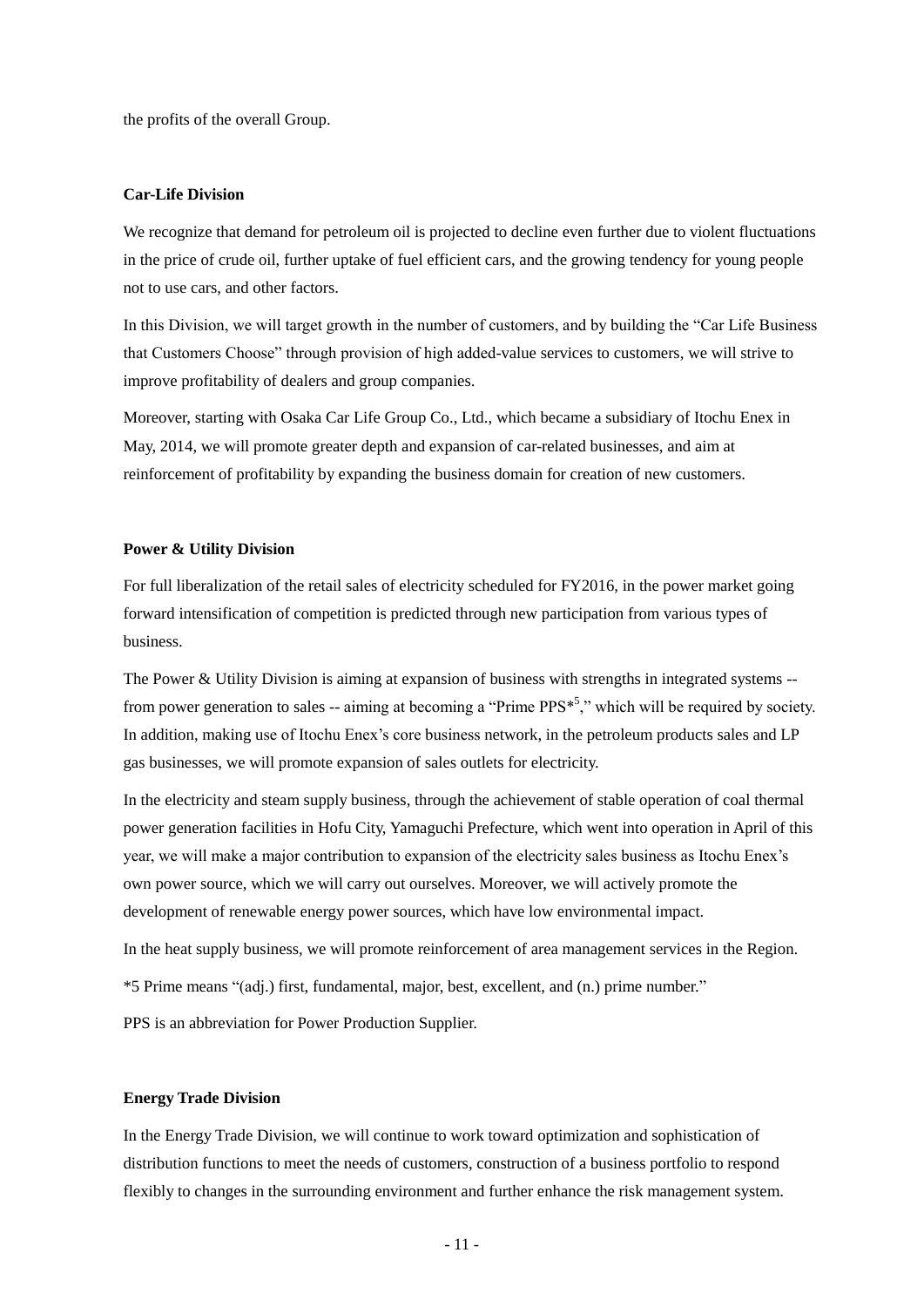the profits of the overall Group.

**Car-Life Division**

We recognize that demand for petroleum oil is projected to decline even further due to violent fluctuations in the price of crude oil, further uptake of fuel efficient cars, and the growing tendency for young people not to use cars, and other factors.

In this Division, we will target growth in the number of customers, and by building the "Car Life Business that Customers Choose" through provision of high added-value services to customers, we will strive to improve profitability of dealers and group companies.

Moreover, starting with Osaka Car Life Group Co., Ltd., which became a subsidiary of Itochu Enex in May, 2014, we will promote greater depth and expansion of car-related businesses, and aim at reinforcement of profitability by expanding the business domain for creation of new customers.

**Power & Utility Division**

For full liberalization of the retail sales of electricity scheduled for FY2016, in the power market going forward intensification of competition is predicted through new participation from various types of business.

The Power & Utility Division is aiming at expansion of business with strengths in integrated systems -- from power generation to sales -- aiming at becoming a "Prime PPS*[5]," which will be required by society. In addition, making use of Itochu Enex's core business network, in the petroleum products sales and LP gas businesses, we will promote expansion of sales outlets for electricity.

In the electricity and steam supply business, through the achievement of stable operation of coal thermal power generation facilities in Hofu City, Yamaguchi Prefecture, which went into operation in April of this year, we will make a major contribution to expansion of the electricity sales business as Itochu Enex's own power source, which we will carry out ourselves. Moreover, we will actively promote the development of renewable energy power sources, which have low environmental impact.

In the heat supply business, we will promote reinforcement of area management services in the Region.

*5 Prime means "(adj.) first, fundamental, major, best, excellent, and (n.) prime number."

PPS is an abbreviation for Power Production Supplier.

**Energy Trade Division**

In the Energy Trade Division, we will continue to work toward optimization and sophistication of distribution functions to meet the needs of customers, construction of a business portfolio to respond flexibly to changes in the surrounding environment and further enhance the risk management system.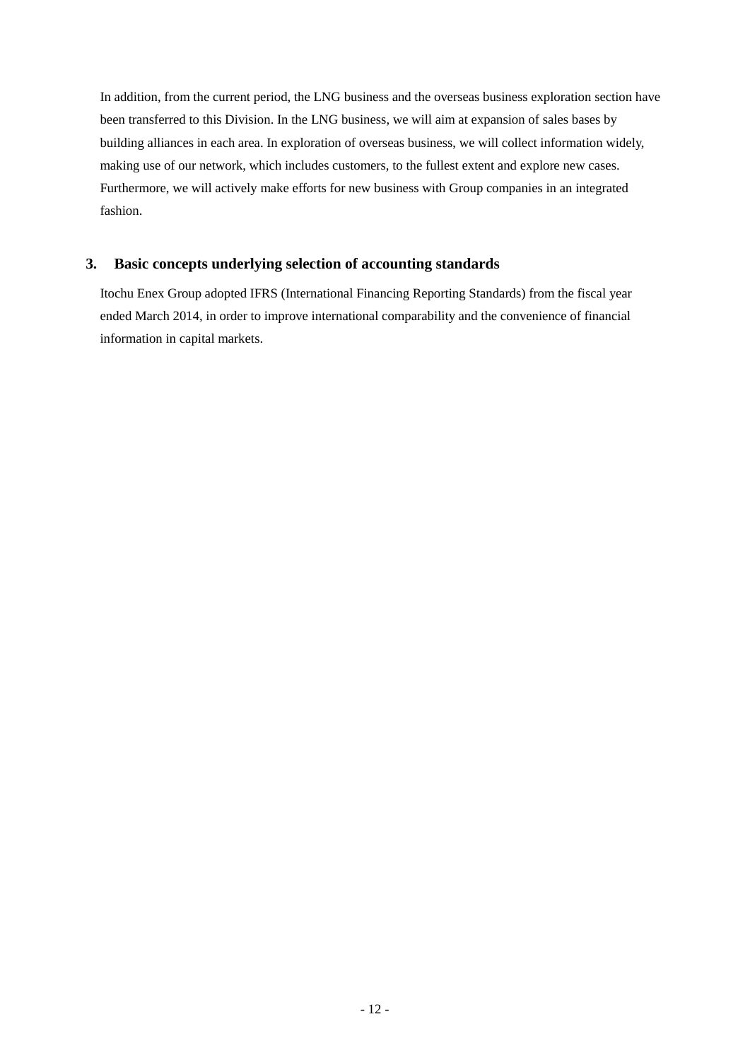In addition, from the current period, the LNG business and the overseas business exploration section have been transferred to this Division. In the LNG business, we will aim at expansion of sales bases by building alliances in each area. In exploration of overseas business, we will collect information widely, making use of our network, which includes customers, to the fullest extent and explore new cases. Furthermore, we will actively make efforts for new business with Group companies in an integrated fashion.

## 3. Basic concepts underlying selection of accounting standards

Itochu Enex Group adopted IFRS (International Financing Reporting Standards) from the fiscal year ended March 2014, in order to improve international comparability and the convenience of financial information in capital markets.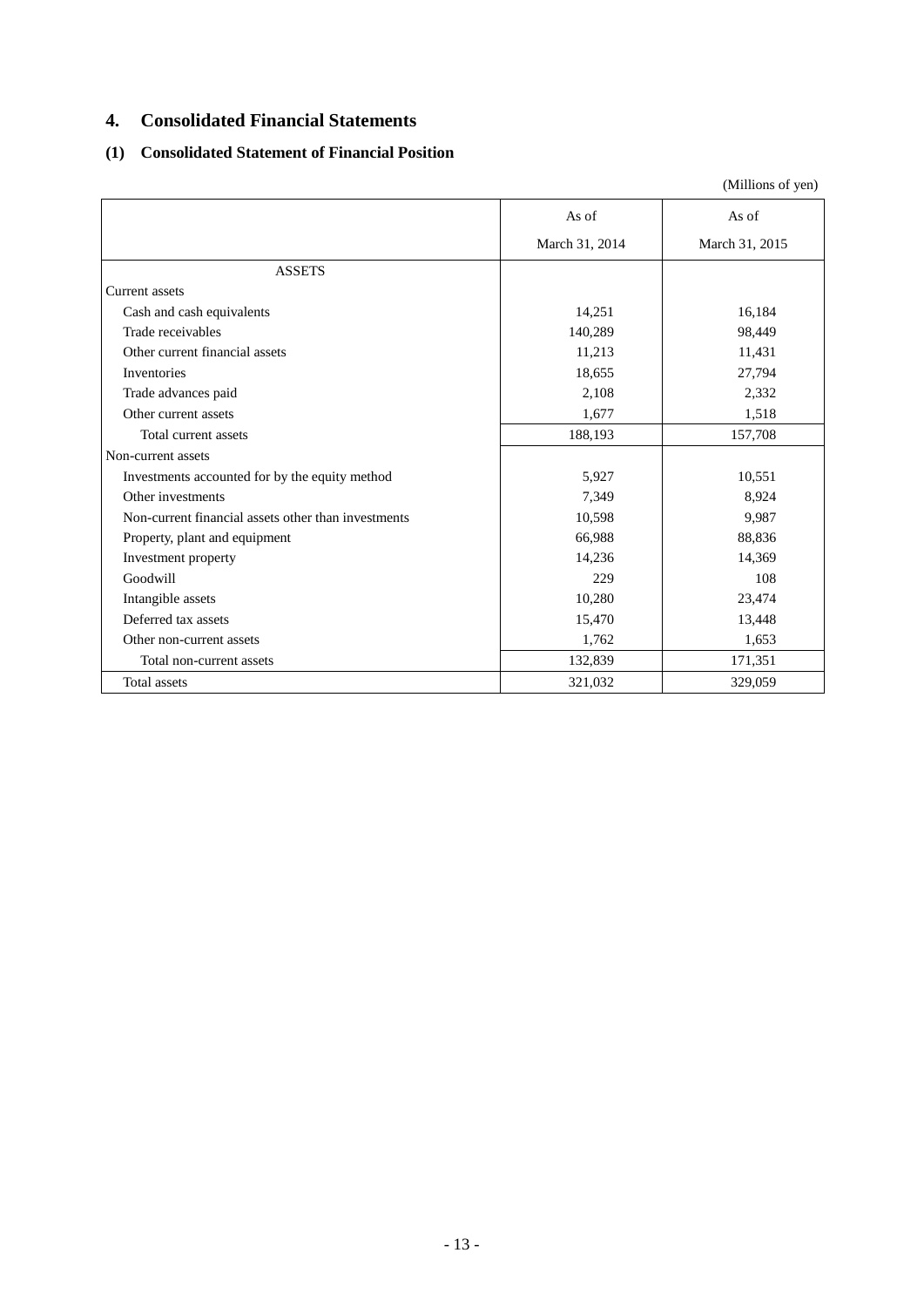# 4. Consolidated Financial Statements

## (1) Consolidated Statement of Financial Position

(Millions of yen)

| | As of March 31, 2014 | As of March 31, 2015 |
|---|---|---|
| ASSETS | | |
| Current assets | | |
| Cash and cash equivalents | 14,251 | 16,184 |
| Trade receivables | 140,289 | 98,449 |
| Other current financial assets | 11,213 | 11,431 |
| Inventories | 18,655 | 27,794 |
| Trade advances paid | 2,108 | 2,332 |
| Other current assets | 1,677 | 1,518 |
| Total current assets | 188,193 | 157,708 |
| Non-current assets | | |
| Investments accounted for by the equity method | 5,927 | 10,551 |
| Other investments | 7,349 | 8,924 |
| Non-current financial assets other than investments | 10,598 | 9,987 |
| Property, plant and equipment | 66,988 | 88,836 |
| Investment property | 14,236 | 14,369 |
| Goodwill | 229 | 108 |
| Intangible assets | 10,280 | 23,474 |
| Deferred tax assets | 15,470 | 13,448 |
| Other non-current assets | 1,762 | 1,653 |
| Total non-current assets | 132,839 | 171,351 |
| Total assets | 321,032 | 329,059 |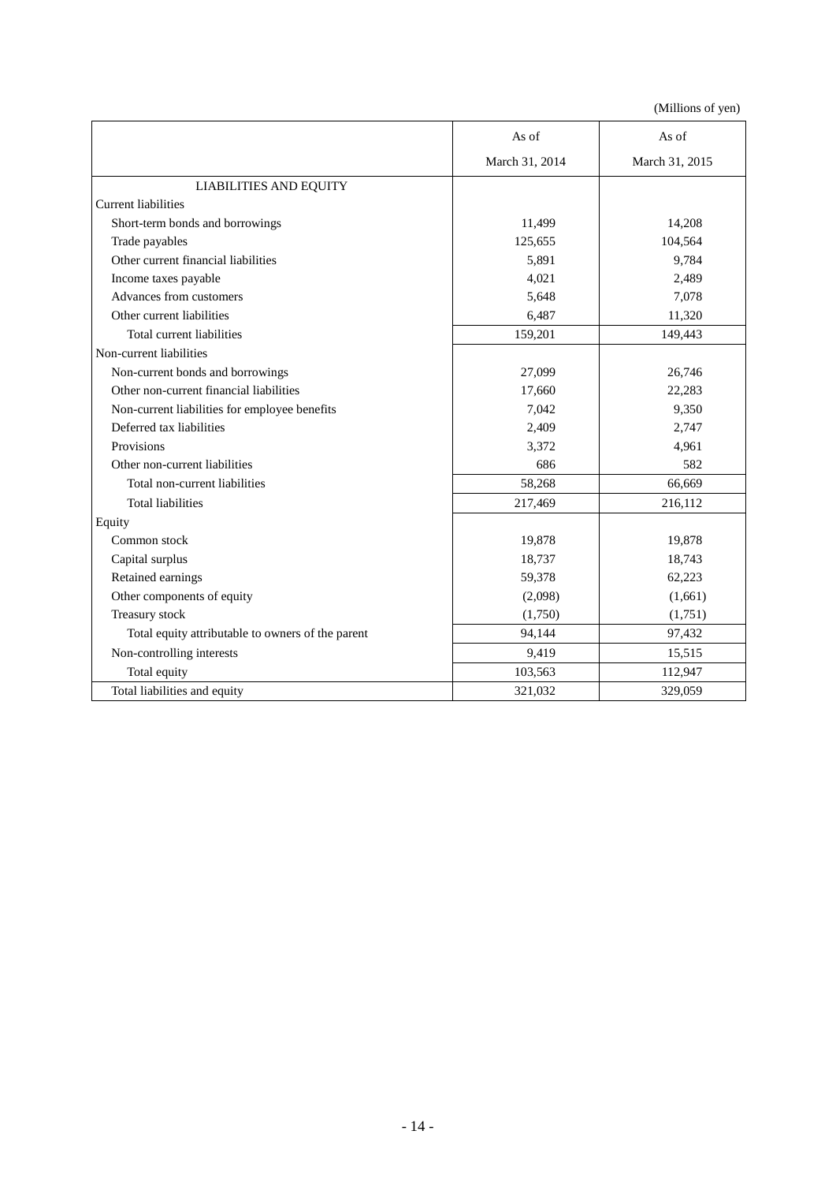(Millions of yen)

| | As of March 31, 2014 | As of March 31, 2015 |
|---|---|---|
| LIABILITIES AND EQUITY | | |
| Current liabilities | | |
| Short-term bonds and borrowings | 11,499 | 14,208 |
| Trade payables | 125,655 | 104,564 |
| Other current financial liabilities | 5,891 | 9,784 |
| Income taxes payable | 4,021 | 2,489 |
| Advances from customers | 5,648 | 7,078 |
| Other current liabilities | 6,487 | 11,320 |
| Total current liabilities | 159,201 | 149,443 |
| Non-current liabilities | | |
| Non-current bonds and borrowings | 27,099 | 26,746 |
| Other non-current financial liabilities | 17,660 | 22,283 |
| Non-current liabilities for employee benefits | 7,042 | 9,350 |
| Deferred tax liabilities | 2,409 | 2,747 |
| Provisions | 3,372 | 4,961 |
| Other non-current liabilities | 686 | 582 |
| Total non-current liabilities | 58,268 | 66,669 |
| Total liabilities | 217,469 | 216,112 |
| Equity | | |
| Common stock | 19,878 | 19,878 |
| Capital surplus | 18,737 | 18,743 |
| Retained earnings | 59,378 | 62,223 |
| Other components of equity | (2,098) | (1,661) |
| Treasury stock | (1,750) | (1,751) |
| Total equity attributable to owners of the parent | 94,144 | 97,432 |
| Non-controlling interests | 9,419 | 15,515 |
| Total equity | 103,563 | 112,947 |
| Total liabilities and equity | 321,032 | 329,059 |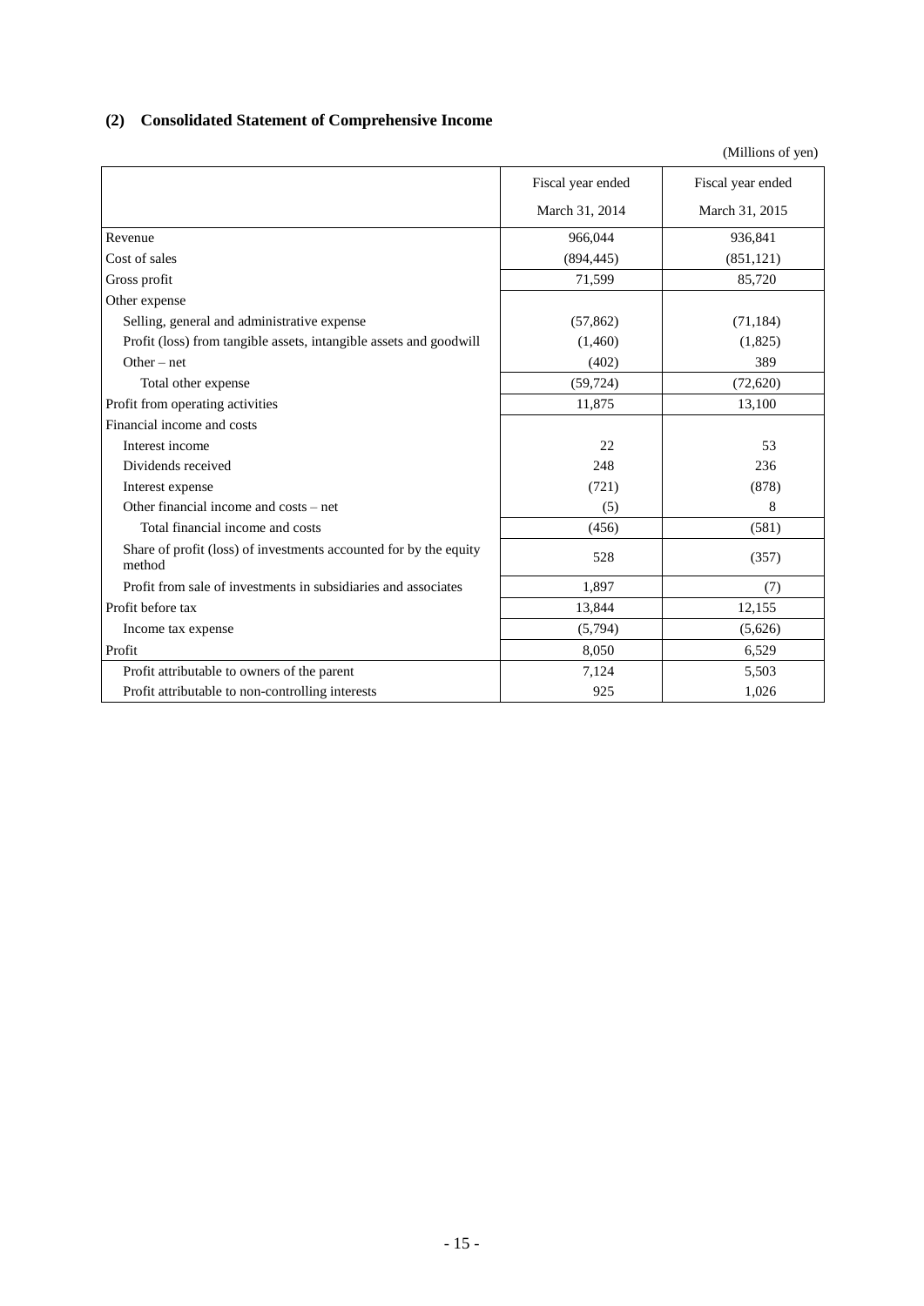### (2) Consolidated Statement of Comprehensive Income

(Millions of yen)

| | Fiscal year ended March 31, 2014 | Fiscal year ended March 31, 2015 |
|---|---|---|
| Revenue | 966,044 | 936,841 |
| Cost of sales | (894,445) | (851,121) |
| Gross profit | 71,599 | 85,720 |
| Other expense | | |
| Selling, general and administrative expense | (57,862) | (71,184) |
| Profit (loss) from tangible assets, intangible assets and goodwill | (1,460) | (1,825) |
| Other – net | (402) | 389 |
| Total other expense | (59,724) | (72,620) |
| Profit from operating activities | 11,875 | 13,100 |
| Financial income and costs | | |
| Interest income | 22 | 53 |
| Dividends received | 248 | 236 |
| Interest expense | (721) | (878) |
| Other financial income and costs – net | (5) | 8 |
| Total financial income and costs | (456) | (581) |
| Share of profit (loss) of investments accounted for by the equity method | 528 | (357) |
| Profit from sale of investments in subsidiaries and associates | 1,897 | (7) |
| Profit before tax | 13,844 | 12,155 |
| Income tax expense | (5,794) | (5,626) |
| Profit | 8,050 | 6,529 |
| Profit attributable to owners of the parent | 7,124 | 5,503 |
| Profit attributable to non-controlling interests | 925 | 1,026 |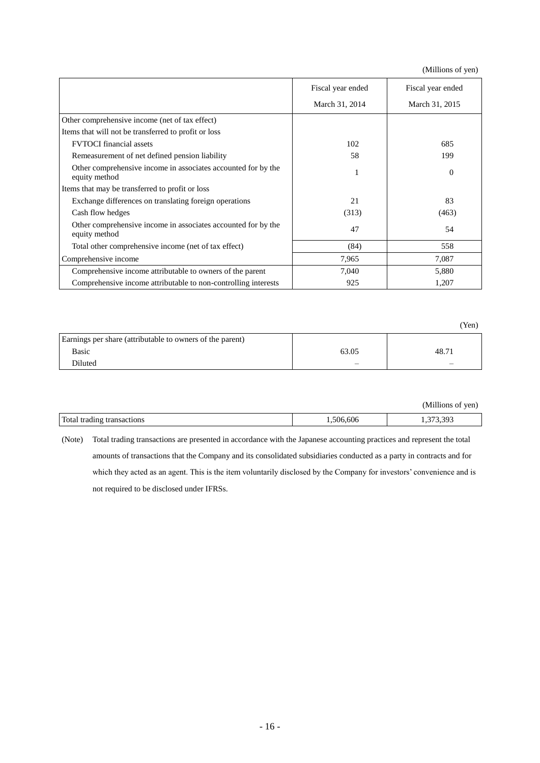(Millions of yen)

| | Fiscal year ended March 31, 2014 | Fiscal year ended March 31, 2015 |
|---|---|---|
| Other comprehensive income (net of tax effect) | | |
| Items that will not be transferred to profit or loss | | |
| FVTOCI financial assets | 102 | 685 |
| Remeasurement of net defined pension liability | 58 | 199 |
| Other comprehensive income in associates accounted for by the equity method | 1 | 0 |
| Items that may be transferred to profit or loss | | |
| Exchange differences on translating foreign operations | 21 | 83 |
| Cash flow hedges | (313) | (463) |
| Other comprehensive income in associates accounted for by the equity method | 47 | 54 |
| Total other comprehensive income (net of tax effect) | (84) | 558 |
| Comprehensive income | 7,965 | 7,087 |
| Comprehensive income attributable to owners of the parent | 7,040 | 5,880 |
| Comprehensive income attributable to non-controlling interests | 925 | 1,207 |

(Yen)

| | | |
|---|---|---|
| Earnings per share (attributable to owners of the parent) | | |
| Basic | 63.05 | 48.71 |
| Diluted | – | – |

(Millions of yen)

| | | |
|---|---|---|
| Total trading transactions | 1,506,606 | 1,373,393 |

(Note) Total trading transactions are presented in accordance with the Japanese accounting practices and represent the total amounts of transactions that the Company and its consolidated subsidiaries conducted as a party in contracts and for which they acted as an agent. This is the item voluntarily disclosed by the Company for investors' convenience and is not required to be disclosed under IFRSs.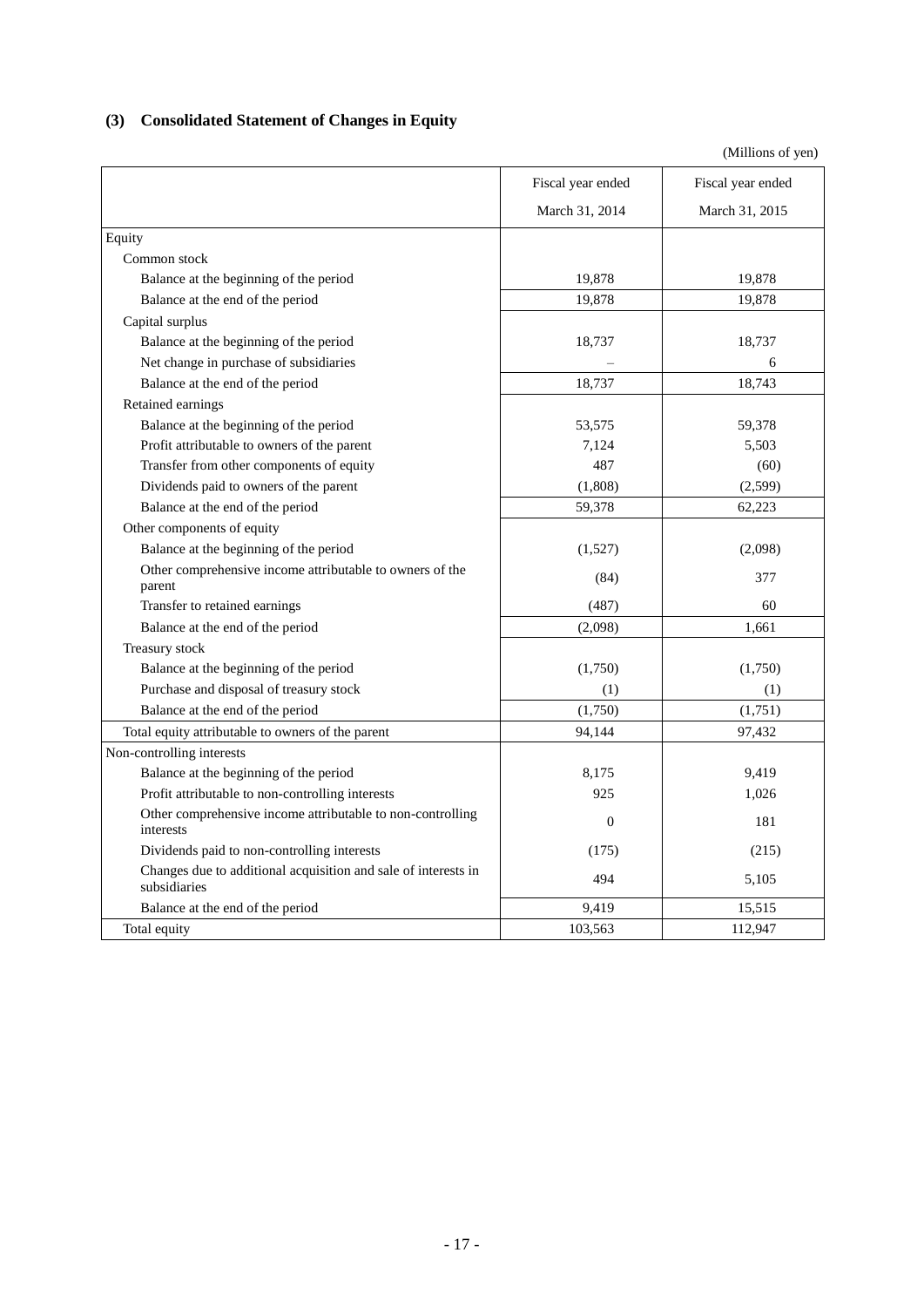## (3) Consolidated Statement of Changes in Equity

(Millions of yen)

| | Fiscal year ended March 31, 2014 | Fiscal year ended March 31, 2015 |
|---|---|---|
| Equity | | |
| Common stock | | |
| Balance at the beginning of the period | 19,878 | 19,878 |
| Balance at the end of the period | 19,878 | 19,878 |
| Capital surplus | | |
| Balance at the beginning of the period | 18,737 | 18,737 |
| Net change in purchase of subsidiaries | – | 6 |
| Balance at the end of the period | 18,737 | 18,743 |
| Retained earnings | | |
| Balance at the beginning of the period | 53,575 | 59,378 |
| Profit attributable to owners of the parent | 7,124 | 5,503 |
| Transfer from other components of equity | 487 | (60) |
| Dividends paid to owners of the parent | (1,808) | (2,599) |
| Balance at the end of the period | 59,378 | 62,223 |
| Other components of equity | | |
| Balance at the beginning of the period | (1,527) | (2,098) |
| Other comprehensive income attributable to owners of the parent | (84) | 377 |
| Transfer to retained earnings | (487) | 60 |
| Balance at the end of the period | (2,098) | 1,661 |
| Treasury stock | | |
| Balance at the beginning of the period | (1,750) | (1,750) |
| Purchase and disposal of treasury stock | (1) | (1) |
| Balance at the end of the period | (1,750) | (1,751) |
| Total equity attributable to owners of the parent | 94,144 | 97,432 |
| Non-controlling interests | | |
| Balance at the beginning of the period | 8,175 | 9,419 |
| Profit attributable to non-controlling interests | 925 | 1,026 |
| Other comprehensive income attributable to non-controlling interests | 0 | 181 |
| Dividends paid to non-controlling interests | (175) | (215) |
| Changes due to additional acquisition and sale of interests in subsidiaries | 494 | 5,105 |
| Balance at the end of the period | 9,419 | 15,515 |
| Total equity | 103,563 | 112,947 |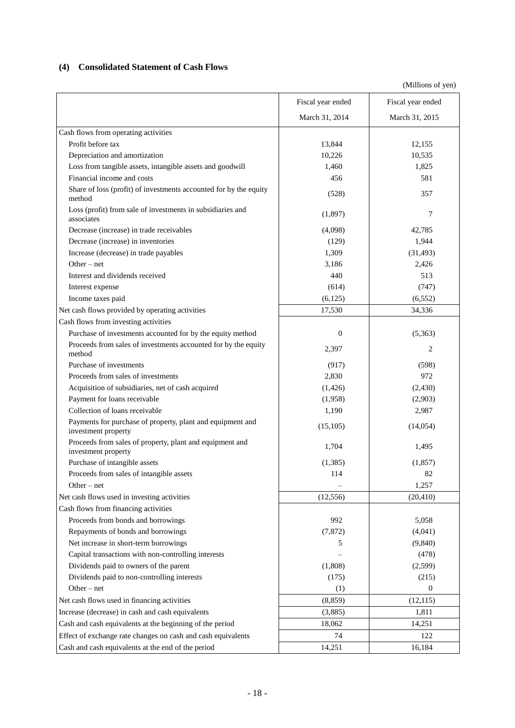## (4) Consolidated Statement of Cash Flows

(Millions of yen)

| | Fiscal year ended March 31, 2014 | Fiscal year ended March 31, 2015 |
|---|---|---|
| Cash flows from operating activities | | |
| Profit before tax | 13,844 | 12,155 |
| Depreciation and amortization | 10,226 | 10,535 |
| Loss from tangible assets, intangible assets and goodwill | 1,460 | 1,825 |
| Financial income and costs | 456 | 581 |
| Share of loss (profit) of investments accounted for by the equity method | (528) | 357 |
| Loss (profit) from sale of investments in subsidiaries and associates | (1,897) | 7 |
| Decrease (increase) in trade receivables | (4,098) | 42,785 |
| Decrease (increase) in inventories | (129) | 1,944 |
| Increase (decrease) in trade payables | 1,309 | (31,493) |
| Other – net | 3,186 | 2,426 |
| Interest and dividends received | 440 | 513 |
| Interest expense | (614) | (747) |
| Income taxes paid | (6,125) | (6,552) |
| Net cash flows provided by operating activities | 17,530 | 34,336 |
| Cash flows from investing activities | | |
| Purchase of investments accounted for by the equity method | 0 | (5,363) |
| Proceeds from sales of investments accounted for by the equity method | 2,397 | 2 |
| Purchase of investments | (917) | (598) |
| Proceeds from sales of investments | 2,830 | 972 |
| Acquisition of subsidiaries, net of cash acquired | (1,426) | (2,430) |
| Payment for loans receivable | (1,958) | (2,903) |
| Collection of loans receivable | 1,190 | 2,987 |
| Payments for purchase of property, plant and equipment and investment property | (15,105) | (14,054) |
| Proceeds from sales of property, plant and equipment and investment property | 1,704 | 1,495 |
| Purchase of intangible assets | (1,385) | (1,857) |
| Proceeds from sales of intangible assets | 114 | 82 |
| Other – net | – | 1,257 |
| Net cash flows used in investing activities | (12,556) | (20,410) |
| Cash flows from financing activities | | |
| Proceeds from bonds and borrowings | 992 | 5,058 |
| Repayments of bonds and borrowings | (7,872) | (4,041) |
| Net increase in short-term borrowings | 5 | (9,840) |
| Capital transactions with non-controlling interests | – | (478) |
| Dividends paid to owners of the parent | (1,808) | (2,599) |
| Dividends paid to non-controlling interests | (175) | (215) |
| Other – net | (1) | 0 |
| Net cash flows used in financing activities | (8,859) | (12,115) |
| Increase (decrease) in cash and cash equivalents | (3,885) | 1,811 |
| Cash and cash equivalents at the beginning of the period | 18,062 | 14,251 |
| Effect of exchange rate changes on cash and cash equivalents | 74 | 122 |
| Cash and cash equivalents at the end of the period | 14,251 | 16,184 |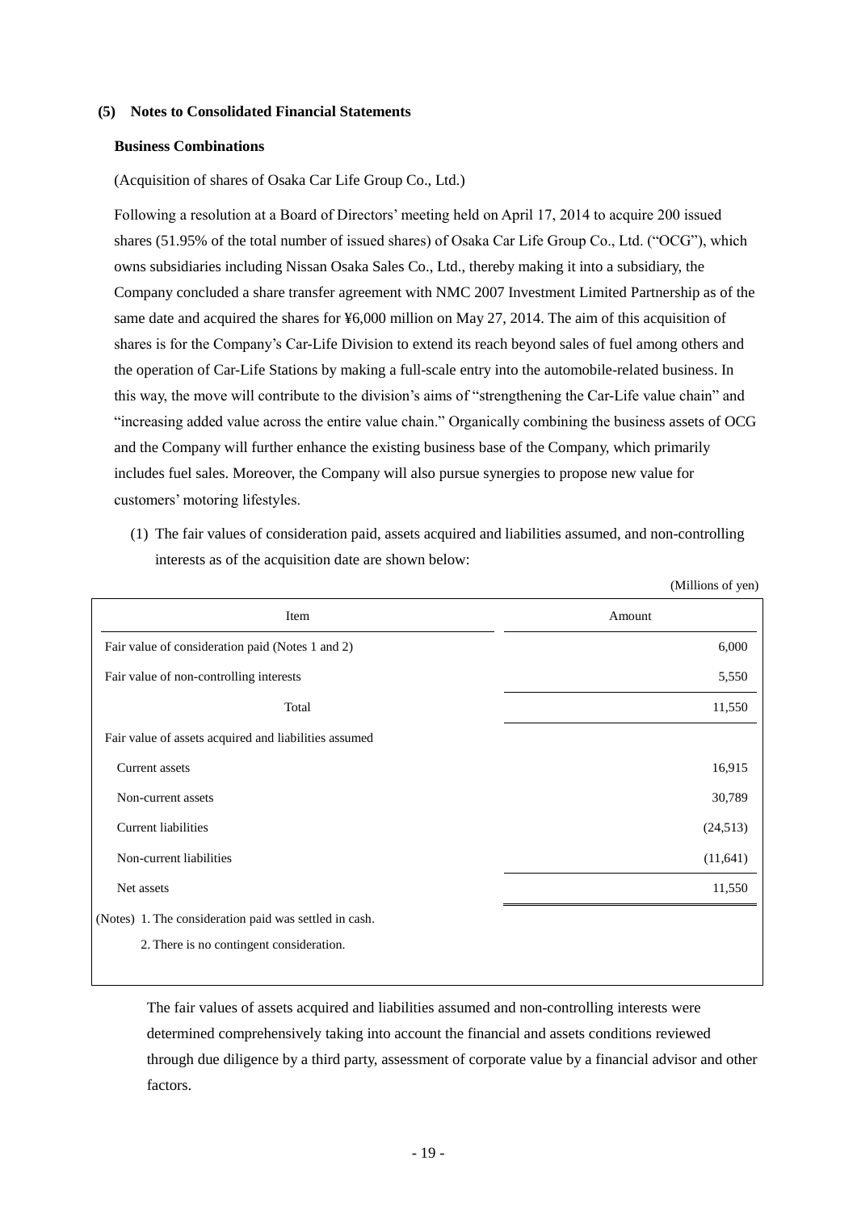### (5) Notes to Consolidated Financial Statements

**Business Combinations**

(Acquisition of shares of Osaka Car Life Group Co., Ltd.)

Following a resolution at a Board of Directors' meeting held on April 17, 2014 to acquire 200 issued shares (51.95% of the total number of issued shares) of Osaka Car Life Group Co., Ltd. ("OCG"), which owns subsidiaries including Nissan Osaka Sales Co., Ltd., thereby making it into a subsidiary, the Company concluded a share transfer agreement with NMC 2007 Investment Limited Partnership as of the same date and acquired the shares for ¥6,000 million on May 27, 2014. The aim of this acquisition of shares is for the Company's Car-Life Division to extend its reach beyond sales of fuel among others and the operation of Car-Life Stations by making a full-scale entry into the automobile-related business. In this way, the move will contribute to the division's aims of "strengthening the Car-Life value chain" and "increasing added value across the entire value chain." Organically combining the business assets of OCG and the Company will further enhance the existing business base of the Company, which primarily includes fuel sales. Moreover, the Company will also pursue synergies to propose new value for customers' motoring lifestyles.

(1) The fair values of consideration paid, assets acquired and liabilities assumed, and non-controlling interests as of the acquisition date are shown below:

(Millions of yen)

| Item | Amount |
|---|---|
| Fair value of consideration paid (Notes 1 and 2) | 6,000 |
| Fair value of non-controlling interests | 5,550 |
| Total | 11,550 |
| Fair value of assets acquired and liabilities assumed | |
| Current assets | 16,915 |
| Non-current assets | 30,789 |
| Current liabilities | (24,513) |
| Non-current liabilities | (11,641) |
| Net assets | 11,550 |

(Notes) 1. The consideration paid was settled in cash.

2. There is no contingent consideration.

The fair values of assets acquired and liabilities assumed and non-controlling interests were determined comprehensively taking into account the financial and assets conditions reviewed through due diligence by a third party, assessment of corporate value by a financial advisor and other factors.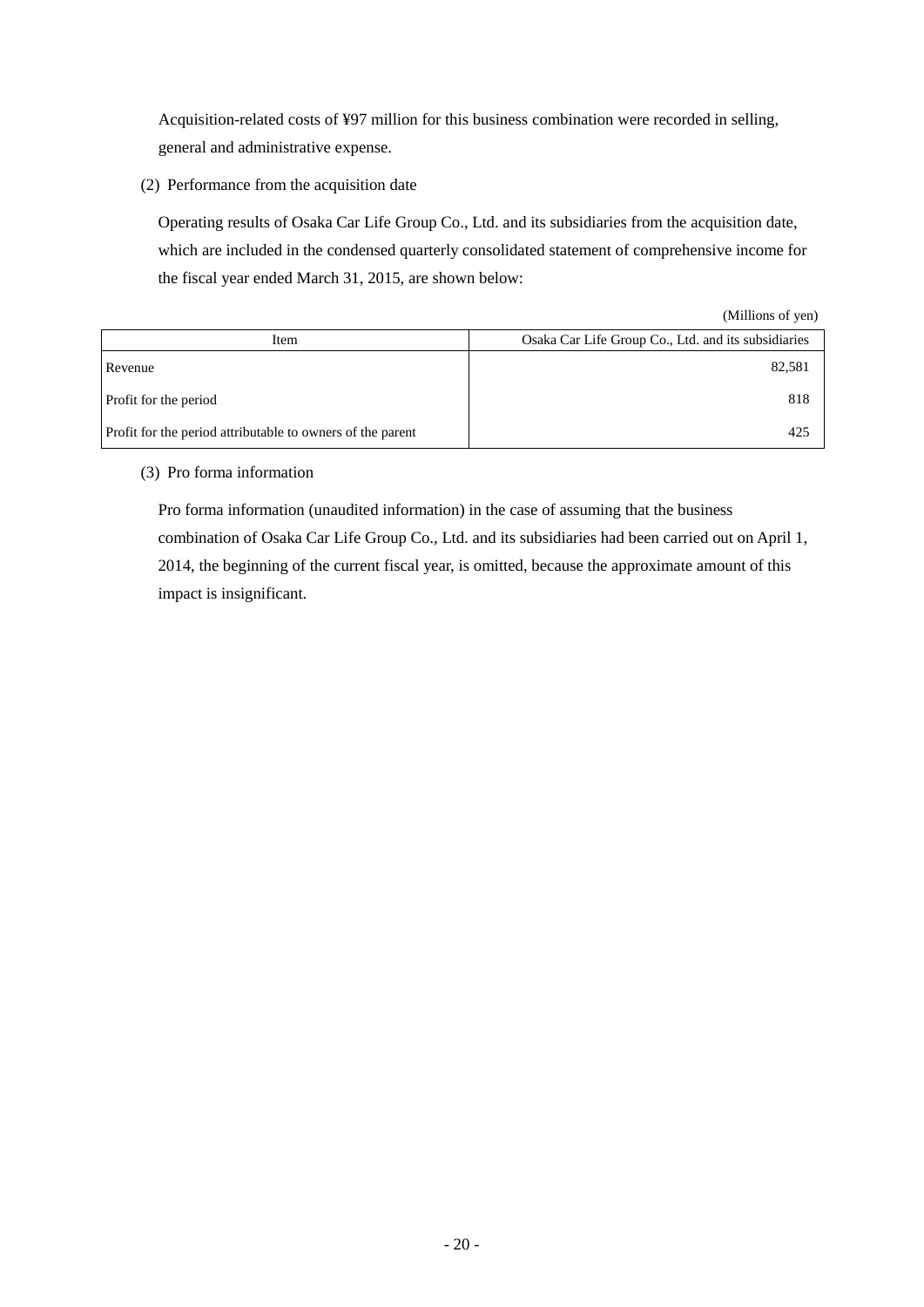Acquisition-related costs of ¥97 million for this business combination were recorded in selling, general and administrative expense.

(2) Performance from the acquisition date

Operating results of Osaka Car Life Group Co., Ltd. and its subsidiaries from the acquisition date, which are included in the condensed quarterly consolidated statement of comprehensive income for the fiscal year ended March 31, 2015, are shown below:

(Millions of yen)

| Item | Osaka Car Life Group Co., Ltd. and its subsidiaries |
|---|---|
| Revenue | 82,581 |
| Profit for the period | 818 |
| Profit for the period attributable to owners of the parent | 425 |

(3) Pro forma information

Pro forma information (unaudited information) in the case of assuming that the business combination of Osaka Car Life Group Co., Ltd. and its subsidiaries had been carried out on April 1, 2014, the beginning of the current fiscal year, is omitted, because the approximate amount of this impact is insignificant.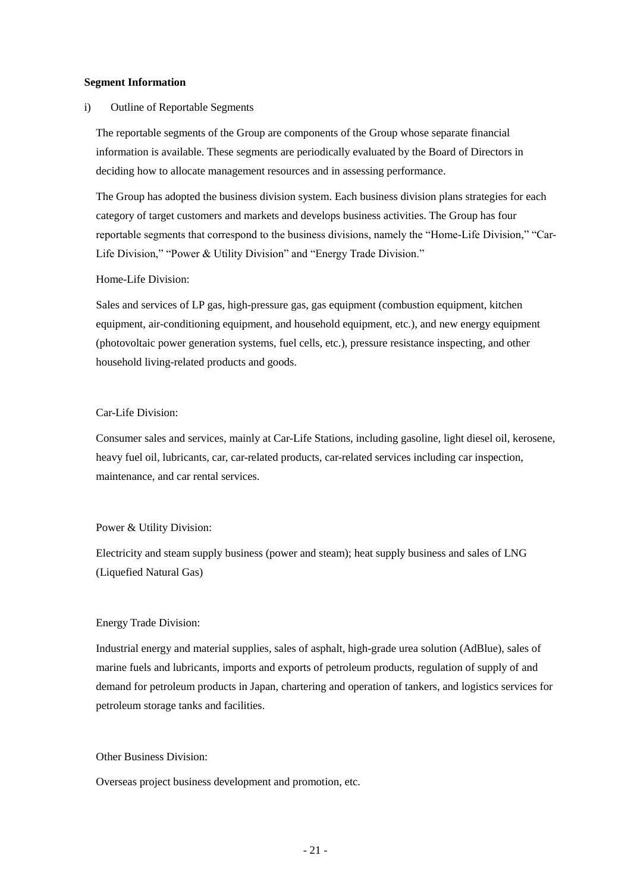**Segment Information**

i) Outline of Reportable Segments

The reportable segments of the Group are components of the Group whose separate financial information is available. These segments are periodically evaluated by the Board of Directors in deciding how to allocate management resources and in assessing performance.

The Group has adopted the business division system. Each business division plans strategies for each category of target customers and markets and develops business activities. The Group has four reportable segments that correspond to the business divisions, namely the "Home-Life Division," "Car-Life Division," "Power & Utility Division" and "Energy Trade Division."

Home-Life Division:

Sales and services of LP gas, high-pressure gas, gas equipment (combustion equipment, kitchen equipment, air-conditioning equipment, and household equipment, etc.), and new energy equipment (photovoltaic power generation systems, fuel cells, etc.), pressure resistance inspecting, and other household living-related products and goods.

Car-Life Division:

Consumer sales and services, mainly at Car-Life Stations, including gasoline, light diesel oil, kerosene, heavy fuel oil, lubricants, car, car-related products, car-related services including car inspection, maintenance, and car rental services.

Power & Utility Division:

Electricity and steam supply business (power and steam); heat supply business and sales of LNG (Liquefied Natural Gas)

Energy Trade Division:

Industrial energy and material supplies, sales of asphalt, high-grade urea solution (AdBlue), sales of marine fuels and lubricants, imports and exports of petroleum products, regulation of supply of and demand for petroleum products in Japan, chartering and operation of tankers, and logistics services for petroleum storage tanks and facilities.

Other Business Division:

Overseas project business development and promotion, etc.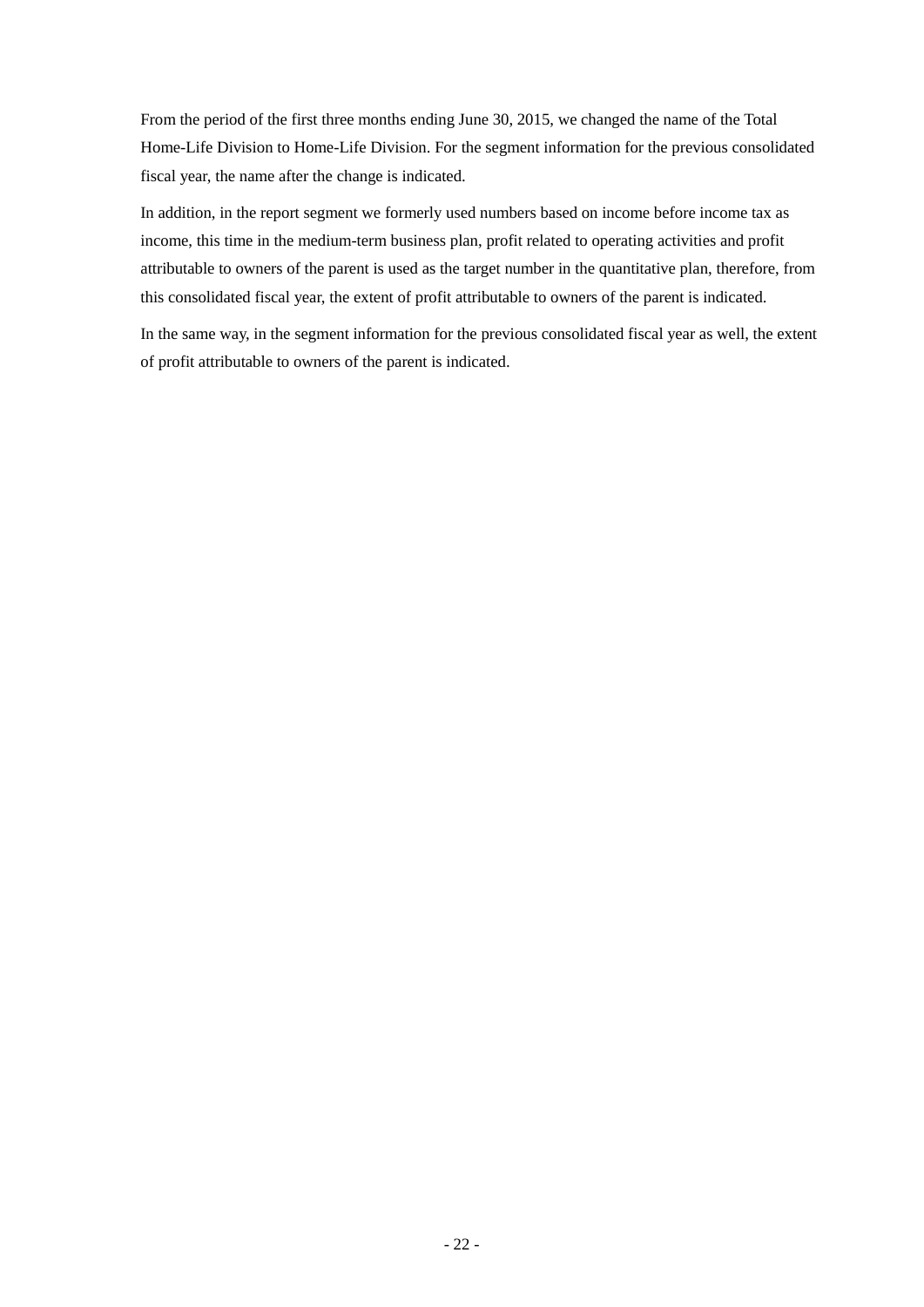From the period of the first three months ending June 30, 2015, we changed the name of the Total Home-Life Division to Home-Life Division. For the segment information for the previous consolidated fiscal year, the name after the change is indicated.

In addition, in the report segment we formerly used numbers based on income before income tax as income, this time in the medium-term business plan, profit related to operating activities and profit attributable to owners of the parent is used as the target number in the quantitative plan, therefore, from this consolidated fiscal year, the extent of profit attributable to owners of the parent is indicated.

In the same way, in the segment information for the previous consolidated fiscal year as well, the extent of profit attributable to owners of the parent is indicated.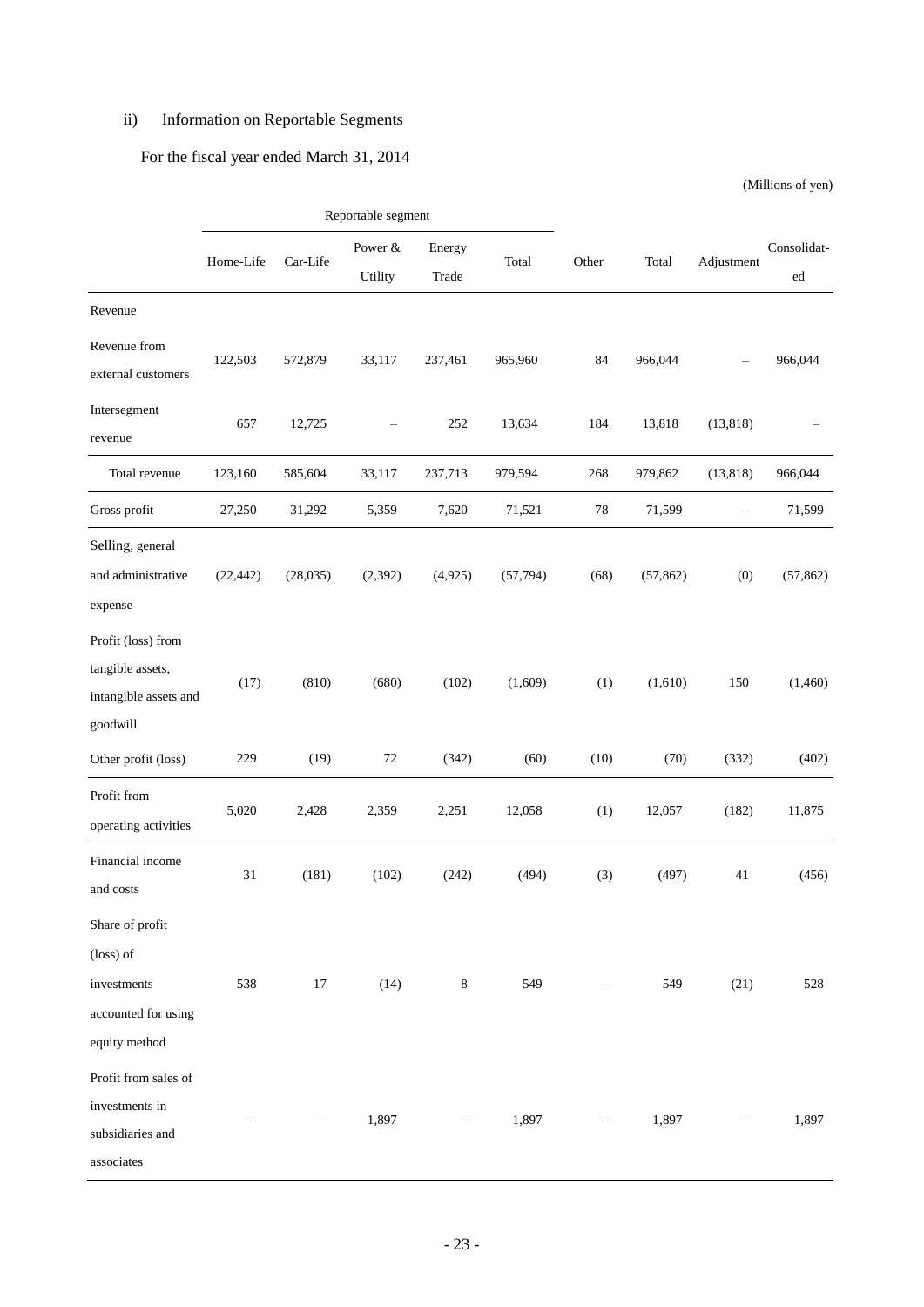ii) Information on Reportable Segments

For the fiscal year ended March 31, 2014

(Millions of yen)

| | Reportable segment | | | | | | | | |
|---|---|---|---|---|---|---|---|---|---|
| | Home-Life | Car-Life | Power & Utility | Energy Trade | Total | Other | Total | Adjustment | Consolidated |
| Revenue | | | | | | | | | |
| Revenue from external customers | 122,503 | 572,879 | 33,117 | 237,461 | 965,960 | 84 | 966,044 | – | 966,044 |
| Intersegment revenue | 657 | 12,725 | – | 252 | 13,634 | 184 | 13,818 | (13,818) | – |
| Total revenue | 123,160 | 585,604 | 33,117 | 237,713 | 979,594 | 268 | 979,862 | (13,818) | 966,044 |
| Gross profit | 27,250 | 31,292 | 5,359 | 7,620 | 71,521 | 78 | 71,599 | – | 71,599 |
| Selling, general and administrative expense | (22,442) | (28,035) | (2,392) | (4,925) | (57,794) | (68) | (57,862) | (0) | (57,862) |
| Profit (loss) from tangible assets, intangible assets and goodwill | (17) | (810) | (680) | (102) | (1,609) | (1) | (1,610) | 150 | (1,460) |
| Other profit (loss) | 229 | (19) | 72 | (342) | (60) | (10) | (70) | (332) | (402) |
| Profit from operating activities | 5,020 | 2,428 | 2,359 | 2,251 | 12,058 | (1) | 12,057 | (182) | 11,875 |
| Financial income and costs | 31 | (181) | (102) | (242) | (494) | (3) | (497) | 41 | (456) |
| Share of profit (loss) of investments accounted for using equity method | 538 | 17 | (14) | 8 | 549 | – | 549 | (21) | 528 |
| Profit from sales of investments in subsidiaries and associates | – | – | 1,897 | – | 1,897 | – | 1,897 | – | 1,897 |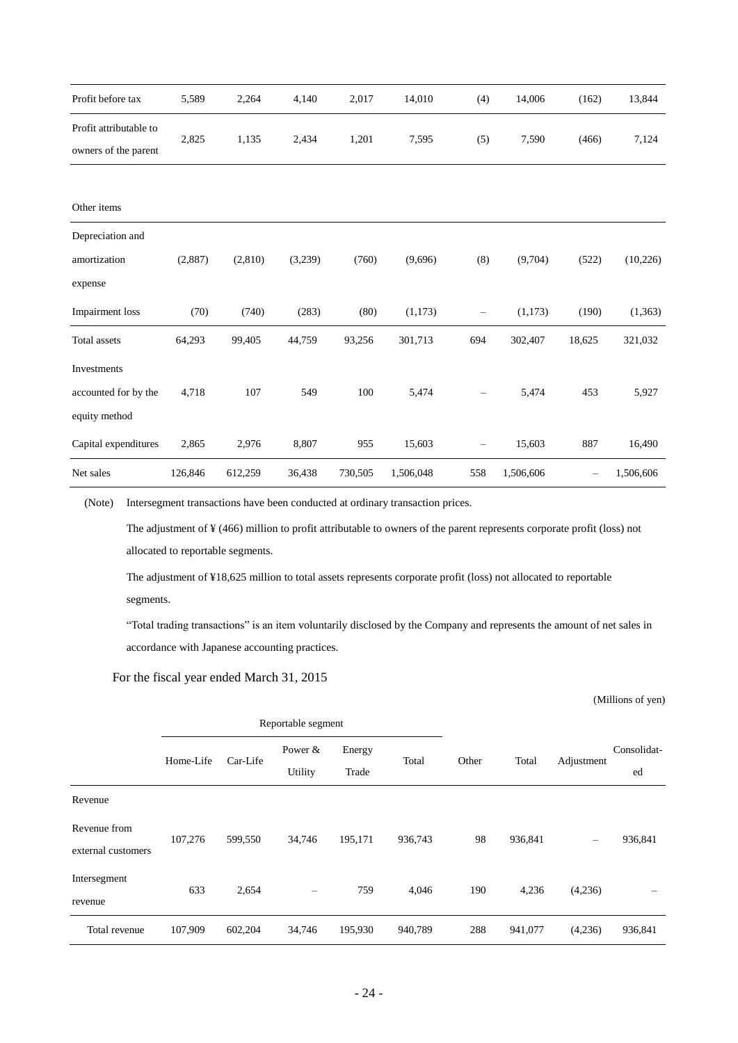| Profit before tax | 5,589 | 2,264 | 4,140 | 2,017 | 14,010 | (4) | 14,006 | (162) | 13,844 |
|---|---|---|---|---|---|---|---|---|---|
| Profit attributable to owners of the parent | 2,825 | 1,135 | 2,434 | 1,201 | 7,595 | (5) | 7,590 | (466) | 7,124 |
| | | | | | | | | | |
| Other items | | | | | | | | | |
| Depreciation and amortization expense | (2,887) | (2,810) | (3,239) | (760) | (9,696) | (8) | (9,704) | (522) | (10,226) |
| Impairment loss | (70) | (740) | (283) | (80) | (1,173) | – | (1,173) | (190) | (1,363) |
| Total assets | 64,293 | 99,405 | 44,759 | 93,256 | 301,713 | 694 | 302,407 | 18,625 | 321,032 |
| Investments accounted for by the equity method | 4,718 | 107 | 549 | 100 | 5,474 | – | 5,474 | 453 | 5,927 |
| Capital expenditures | 2,865 | 2,976 | 8,807 | 955 | 15,603 | – | 15,603 | 887 | 16,490 |
| Net sales | 126,846 | 612,259 | 36,438 | 730,505 | 1,506,048 | 558 | 1,506,606 | – | 1,506,606 |

(Note) Intersegment transactions have been conducted at ordinary transaction prices.

The adjustment of ¥ (466) million to profit attributable to owners of the parent represents corporate profit (loss) not allocated to reportable segments.

The adjustment of ¥18,625 million to total assets represents corporate profit (loss) not allocated to reportable segments.

"Total trading transactions" is an item voluntarily disclosed by the Company and represents the amount of net sales in accordance with Japanese accounting practices.

For the fiscal year ended March 31, 2015

(Millions of yen)

| | Reportable segment | | | | | Other | Total | Adjustment | Consolidated |
|---|---|---|---|---|---|---|---|---|---|
| | Home-Life | Car-Life | Power & Utility | Energy Trade | Total | | | | |
| Revenue | | | | | | | | | |
| Revenue from external customers | 107,276 | 599,550 | 34,746 | 195,171 | 936,743 | 98 | 936,841 | – | 936,841 |
| Intersegment revenue | 633 | 2,654 | – | 759 | 4,046 | 190 | 4,236 | (4,236) | – |
| Total revenue | 107,909 | 602,204 | 34,746 | 195,930 | 940,789 | 288 | 941,077 | (4,236) | 936,841 |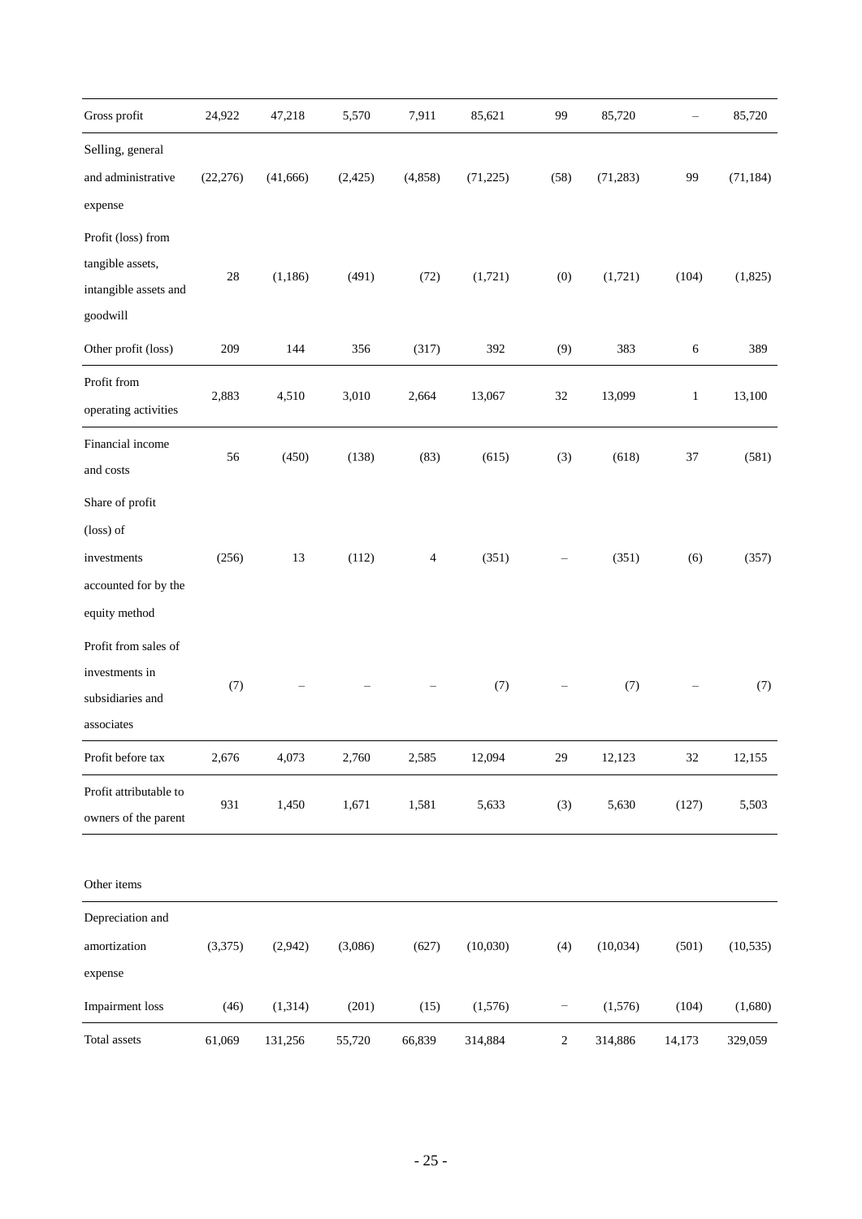| | | | | | | | | | |
|---|---|---|---|---|---|---|---|---|---|
| Gross profit | 24,922 | 47,218 | 5,570 | 7,911 | 85,621 | 99 | 85,720 | – | 85,720 |
| Selling, general and administrative expense | (22,276) | (41,666) | (2,425) | (4,858) | (71,225) | (58) | (71,283) | 99 | (71,184) |
| Profit (loss) from tangible assets, intangible assets and goodwill | 28 | (1,186) | (491) | (72) | (1,721) | (0) | (1,721) | (104) | (1,825) |
| Other profit (loss) | 209 | 144 | 356 | (317) | 392 | (9) | 383 | 6 | 389 |
| Profit from operating activities | 2,883 | 4,510 | 3,010 | 2,664 | 13,067 | 32 | 13,099 | 1 | 13,100 |
| Financial income and costs | 56 | (450) | (138) | (83) | (615) | (3) | (618) | 37 | (581) |
| Share of profit (loss) of investments accounted for by the equity method | (256) | 13 | (112) | 4 | (351) | – | (351) | (6) | (357) |
| Profit from sales of investments in subsidiaries and associates | (7) | – | – | – | (7) | – | (7) | – | (7) |
| Profit before tax | 2,676 | 4,073 | 2,760 | 2,585 | 12,094 | 29 | 12,123 | 32 | 12,155 |
| Profit attributable to owners of the parent | 931 | 1,450 | 1,671 | 1,581 | 5,633 | (3) | 5,630 | (127) | 5,503 |

| | | | | | | | | | |
|---|---|---|---|---|---|---|---|---|---|
| Other items | | | | | | | | | |
| Depreciation and amortization expense | (3,375) | (2,942) | (3,086) | (627) | (10,030) | (4) | (10,034) | (501) | (10,535) |
| Impairment loss | (46) | (1,314) | (201) | (15) | (1,576) | – | (1,576) | (104) | (1,680) |
| Total assets | 61,069 | 131,256 | 55,720 | 66,839 | 314,884 | 2 | 314,886 | 14,173 | 329,059 |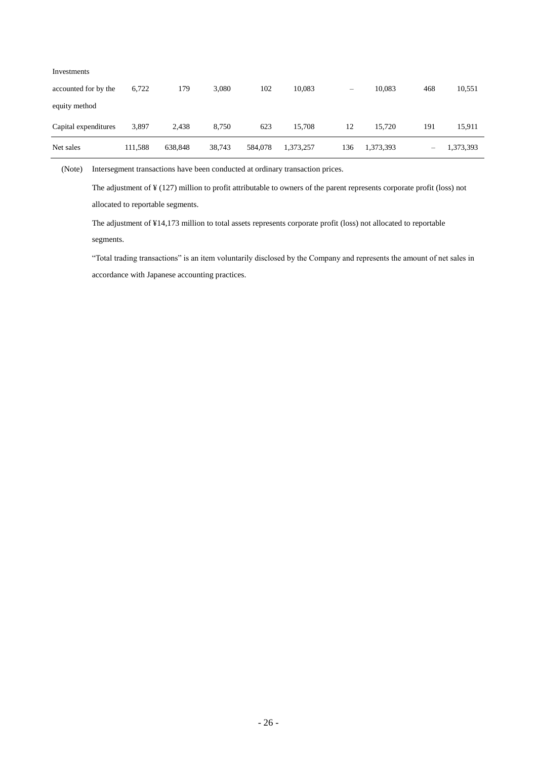| | | | | | | | | | |
|---|---|---|---|---|---|---|---|---|---|
| Investments accounted for by the equity method | 6,722 | 179 | 3,080 | 102 | 10,083 | – | 10,083 | 468 | 10,551 |
| Capital expenditures | 3,897 | 2,438 | 8,750 | 623 | 15,708 | 12 | 15,720 | 191 | 15,911 |
| Net sales | 111,588 | 638,848 | 38,743 | 584,078 | 1,373,257 | 136 | 1,373,393 | – | 1,373,393 |

(Note) Intersegment transactions have been conducted at ordinary transaction prices.

The adjustment of ¥ (127) million to profit attributable to owners of the parent represents corporate profit (loss) not allocated to reportable segments.

The adjustment of ¥14,173 million to total assets represents corporate profit (loss) not allocated to reportable segments.

"Total trading transactions" is an item voluntarily disclosed by the Company and represents the amount of net sales in accordance with Japanese accounting practices.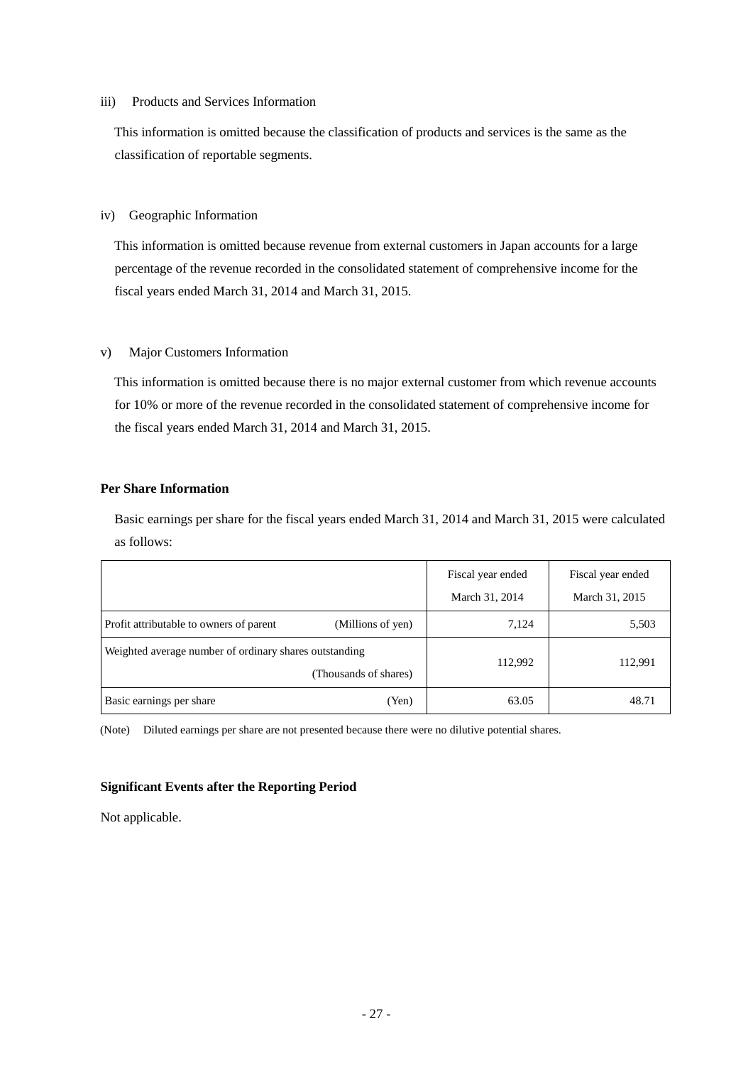iii) Products and Services Information

This information is omitted because the classification of products and services is the same as the classification of reportable segments.

iv) Geographic Information

This information is omitted because revenue from external customers in Japan accounts for a large percentage of the revenue recorded in the consolidated statement of comprehensive income for the fiscal years ended March 31, 2014 and March 31, 2015.

v) Major Customers Information

This information is omitted because there is no major external customer from which revenue accounts for 10% or more of the revenue recorded in the consolidated statement of comprehensive income for the fiscal years ended March 31, 2014 and March 31, 2015.

**Per Share Information**

Basic earnings per share for the fiscal years ended March 31, 2014 and March 31, 2015 were calculated as follows:

| | | Fiscal year ended March 31, 2014 | Fiscal year ended March 31, 2015 |
|---|---|---|---|
| Profit attributable to owners of parent | (Millions of yen) | 7,124 | 5,503 |
| Weighted average number of ordinary shares outstanding | (Thousands of shares) | 112,992 | 112,991 |
| Basic earnings per share | (Yen) | 63.05 | 48.71 |

(Note) Diluted earnings per share are not presented because there were no dilutive potential shares.

**Significant Events after the Reporting Period**

Not applicable.